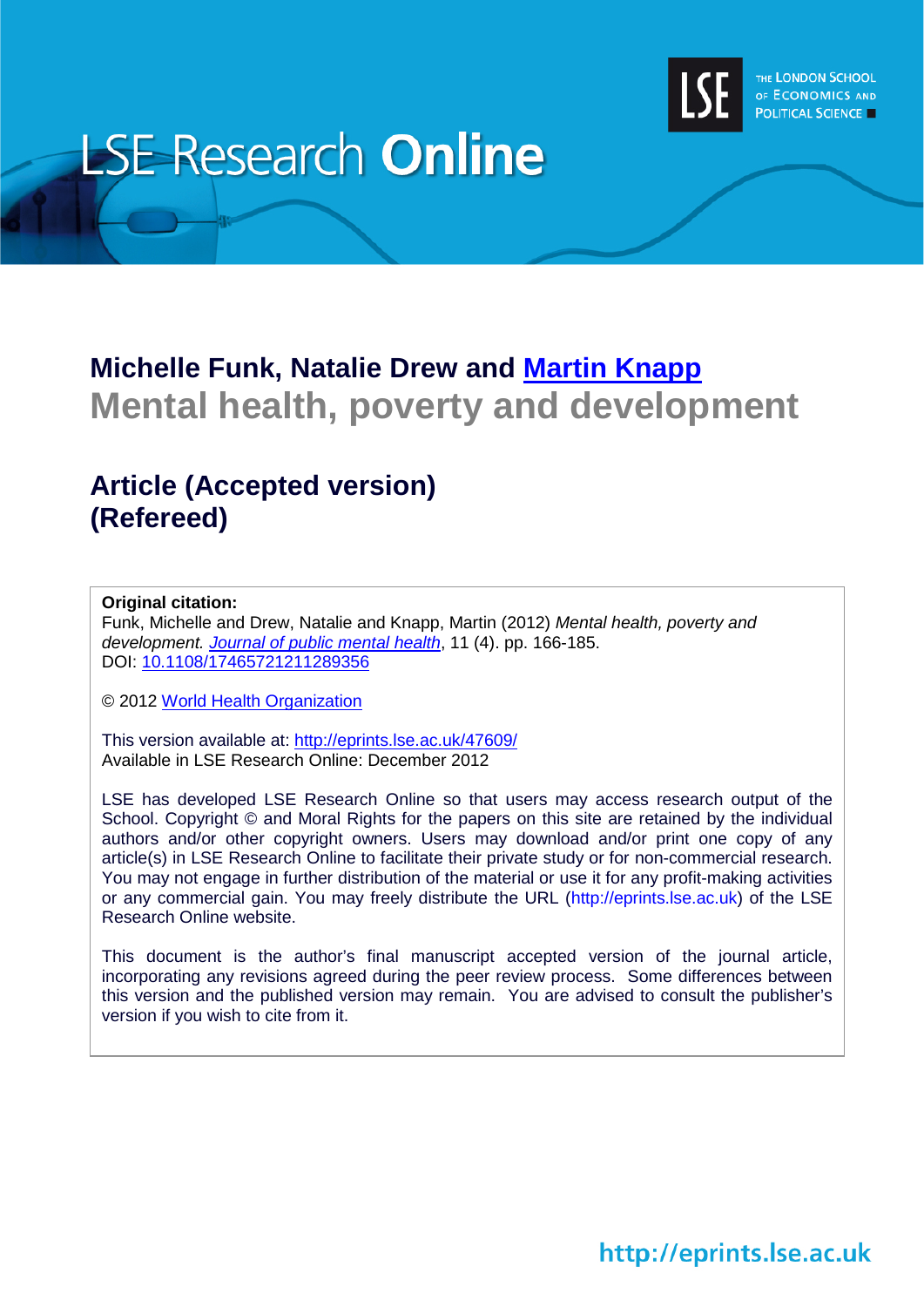LSE Research **Online**

THE LONDON SCHOOL OF ECONOMICS AND POLITICAL SCIENCE

## Michelle Funk, Natalie Drew and Martin Knapp

# Mental health, poverty and development

## Article (Accepted version)
## (Refereed)

**Original citation:**
Funk, Michelle and Drew, Natalie and Knapp, Martin (2012) *Mental health, poverty and development. Journal of public mental health*, 11 (4). pp. 166-185.
DOI: 10.1108/17465721211289356

© 2012 World Health Organization

This version available at: http://eprints.lse.ac.uk/47609/
Available in LSE Research Online: December 2012

LSE has developed LSE Research Online so that users may access research output of the School. Copyright © and Moral Rights for the papers on this site are retained by the individual authors and/or other copyright owners. Users may download and/or print one copy of any article(s) in LSE Research Online to facilitate their private study or for non-commercial research. You may not engage in further distribution of the material or use it for any profit-making activities or any commercial gain. You may freely distribute the URL (http://eprints.lse.ac.uk) of the LSE Research Online website.

This document is the author's final manuscript accepted version of the journal article, incorporating any revisions agreed during the peer review process. Some differences between this version and the published version may remain. You are advised to consult the publisher's version if you wish to cite from it.

http://eprints.lse.ac.uk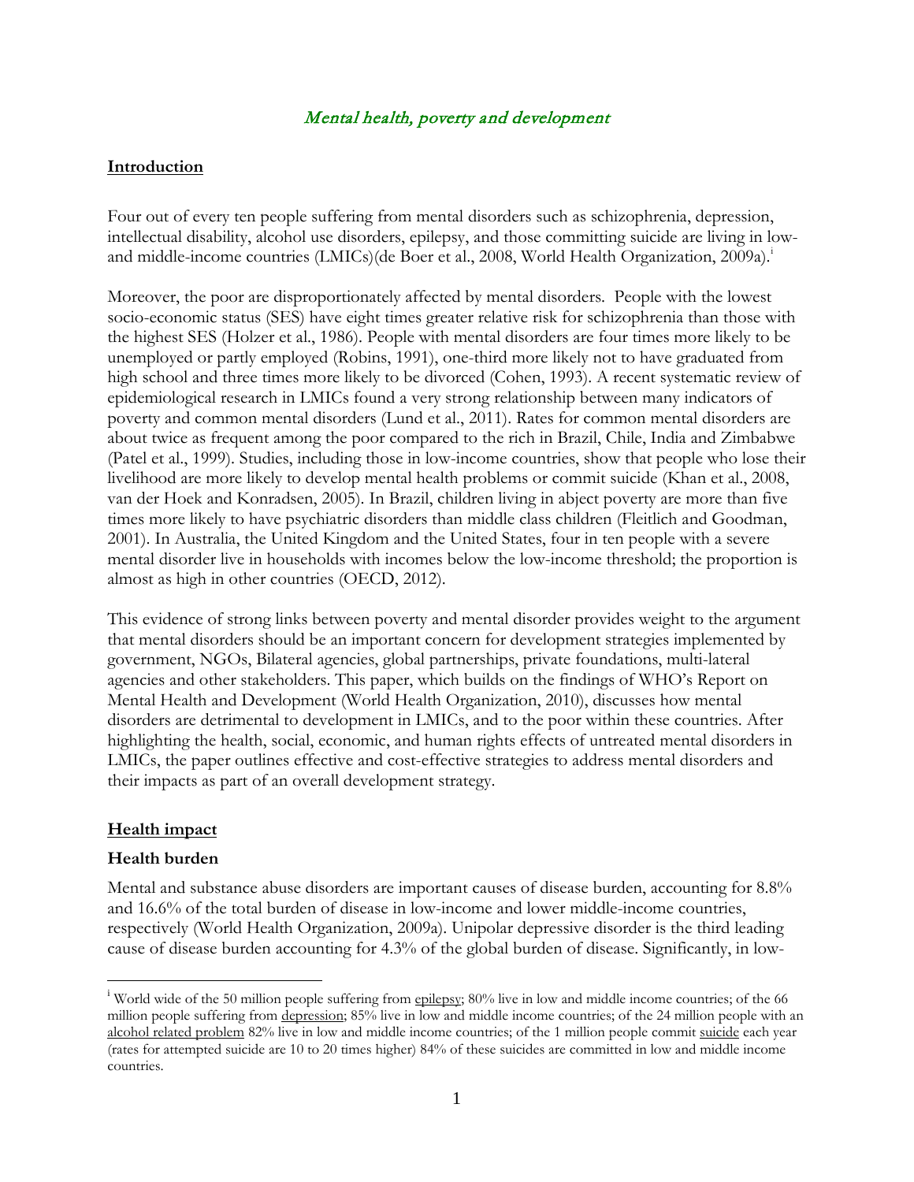# *Mental health, poverty and development*

## Introduction

Four out of every ten people suffering from mental disorders such as schizophrenia, depression, intellectual disability, alcohol use disorders, epilepsy, and those committing suicide are living in low- and middle-income countries (LMICs)(de Boer et al., 2008, World Health Organization, 2009a).[i]

Moreover, the poor are disproportionately affected by mental disorders. People with the lowest socio-economic status (SES) have eight times greater relative risk for schizophrenia than those with the highest SES (Holzer et al., 1986). People with mental disorders are four times more likely to be unemployed or partly employed (Robins, 1991), one-third more likely not to have graduated from high school and three times more likely to be divorced (Cohen, 1993). A recent systematic review of epidemiological research in LMICs found a very strong relationship between many indicators of poverty and common mental disorders (Lund et al., 2011). Rates for common mental disorders are about twice as frequent among the poor compared to the rich in Brazil, Chile, India and Zimbabwe (Patel et al., 1999). Studies, including those in low-income countries, show that people who lose their livelihood are more likely to develop mental health problems or commit suicide (Khan et al., 2008, van der Hoek and Konradsen, 2005). In Brazil, children living in abject poverty are more than five times more likely to have psychiatric disorders than middle class children (Fleitlich and Goodman, 2001). In Australia, the United Kingdom and the United States, four in ten people with a severe mental disorder live in households with incomes below the low-income threshold; the proportion is almost as high in other countries (OECD, 2012).

This evidence of strong links between poverty and mental disorder provides weight to the argument that mental disorders should be an important concern for development strategies implemented by government, NGOs, Bilateral agencies, global partnerships, private foundations, multi-lateral agencies and other stakeholders. This paper, which builds on the findings of WHO's Report on Mental Health and Development (World Health Organization, 2010), discusses how mental disorders are detrimental to development in LMICs, and to the poor within these countries. After highlighting the health, social, economic, and human rights effects of untreated mental disorders in LMICs, the paper outlines effective and cost-effective strategies to address mental disorders and their impacts as part of an overall development strategy.

## Health impact

### Health burden

Mental and substance abuse disorders are important causes of disease burden, accounting for 8.8% and 16.6% of the total burden of disease in low-income and lower middle-income countries, respectively (World Health Organization, 2009a). Unipolar depressive disorder is the third leading cause of disease burden accounting for 4.3% of the global burden of disease. Significantly, in low-

---

[i] World wide of the 50 million people suffering from epilepsy; 80% live in low and middle income countries; of the 66 million people suffering from depression; 85% live in low and middle income countries; of the 24 million people with an alcohol related problem 82% live in low and middle income countries; of the 1 million people commit suicide each year (rates for attempted suicide are 10 to 20 times higher) 84% of these suicides are committed in low and middle income countries.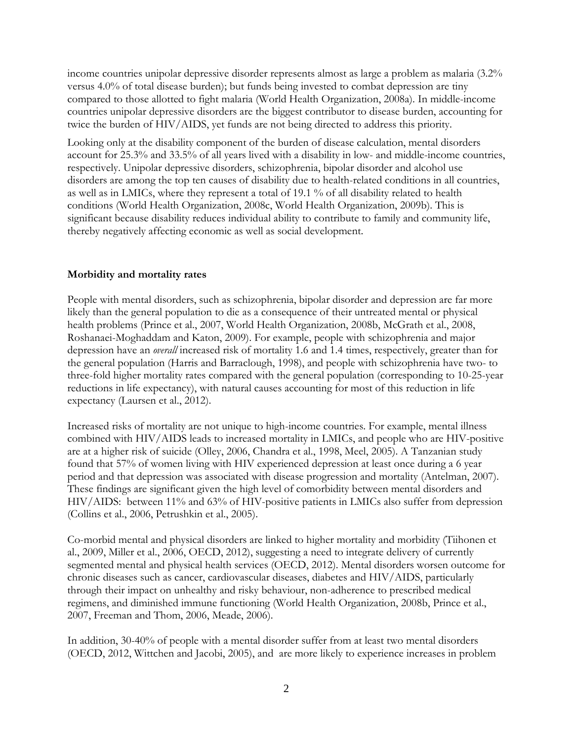income countries unipolar depressive disorder represents almost as large a problem as malaria (3.2% versus 4.0% of total disease burden); but funds being invested to combat depression are tiny compared to those allotted to fight malaria (World Health Organization, 2008a). In middle-income countries unipolar depressive disorders are the biggest contributor to disease burden, accounting for twice the burden of HIV/AIDS, yet funds are not being directed to address this priority.

Looking only at the disability component of the burden of disease calculation, mental disorders account for 25.3% and 33.5% of all years lived with a disability in low- and middle-income countries, respectively. Unipolar depressive disorders, schizophrenia, bipolar disorder and alcohol use disorders are among the top ten causes of disability due to health-related conditions in all countries, as well as in LMICs, where they represent a total of 19.1 % of all disability related to health conditions (World Health Organization, 2008c, World Health Organization, 2009b). This is significant because disability reduces individual ability to contribute to family and community life, thereby negatively affecting economic as well as social development.

**Morbidity and mortality rates**

People with mental disorders, such as schizophrenia, bipolar disorder and depression are far more likely than the general population to die as a consequence of their untreated mental or physical health problems (Prince et al., 2007, World Health Organization, 2008b, McGrath et al., 2008, Roshanaei-Moghaddam and Katon, 2009). For example, people with schizophrenia and major depression have an *overall* increased risk of mortality 1.6 and 1.4 times, respectively, greater than for the general population (Harris and Barraclough, 1998), and people with schizophrenia have two- to three-fold higher mortality rates compared with the general population (corresponding to 10-25-year reductions in life expectancy), with natural causes accounting for most of this reduction in life expectancy (Laursen et al., 2012).

Increased risks of mortality are not unique to high-income countries. For example, mental illness combined with HIV/AIDS leads to increased mortality in LMICs, and people who are HIV-positive are at a higher risk of suicide (Olley, 2006, Chandra et al., 1998, Meel, 2005). A Tanzanian study found that 57% of women living with HIV experienced depression at least once during a 6 year period and that depression was associated with disease progression and mortality (Antelman, 2007). These findings are significant given the high level of comorbidity between mental disorders and HIV/AIDS: between 11% and 63% of HIV-positive patients in LMICs also suffer from depression (Collins et al., 2006, Petrushkin et al., 2005).

Co-morbid mental and physical disorders are linked to higher mortality and morbidity (Tiihonen et al., 2009, Miller et al., 2006, OECD, 2012), suggesting a need to integrate delivery of currently segmented mental and physical health services (OECD, 2012). Mental disorders worsen outcome for chronic diseases such as cancer, cardiovascular diseases, diabetes and HIV/AIDS, particularly through their impact on unhealthy and risky behaviour, non-adherence to prescribed medical regimens, and diminished immune functioning (World Health Organization, 2008b, Prince et al., 2007, Freeman and Thom, 2006, Meade, 2006).

In addition, 30-40% of people with a mental disorder suffer from at least two mental disorders (OECD, 2012, Wittchen and Jacobi, 2005), and are more likely to experience increases in problem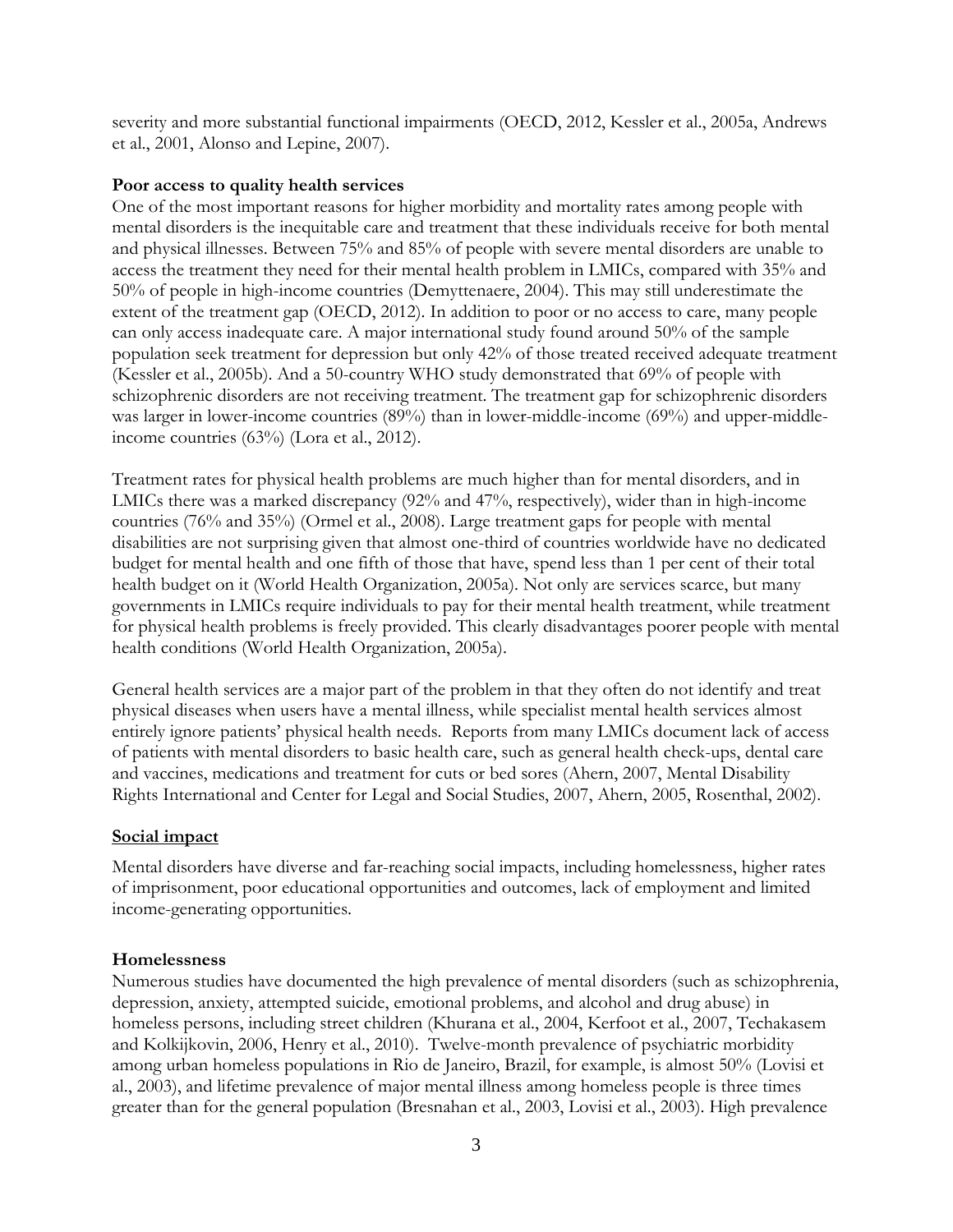severity and more substantial functional impairments (OECD, 2012, Kessler et al., 2005a, Andrews et al., 2001, Alonso and Lepine, 2007).

**Poor access to quality health services**

One of the most important reasons for higher morbidity and mortality rates among people with mental disorders is the inequitable care and treatment that these individuals receive for both mental and physical illnesses. Between 75% and 85% of people with severe mental disorders are unable to access the treatment they need for their mental health problem in LMICs, compared with 35% and 50% of people in high-income countries (Demyttenaere, 2004). This may still underestimate the extent of the treatment gap (OECD, 2012). In addition to poor or no access to care, many people can only access inadequate care. A major international study found around 50% of the sample population seek treatment for depression but only 42% of those treated received adequate treatment (Kessler et al., 2005b). And a 50-country WHO study demonstrated that 69% of people with schizophrenic disorders are not receiving treatment. The treatment gap for schizophrenic disorders was larger in lower-income countries (89%) than in lower-middle-income (69%) and upper-middle-income countries (63%) (Lora et al., 2012).

Treatment rates for physical health problems are much higher than for mental disorders, and in LMICs there was a marked discrepancy (92% and 47%, respectively), wider than in high-income countries (76% and 35%) (Ormel et al., 2008). Large treatment gaps for people with mental disabilities are not surprising given that almost one-third of countries worldwide have no dedicated budget for mental health and one fifth of those that have, spend less than 1 per cent of their total health budget on it (World Health Organization, 2005a). Not only are services scarce, but many governments in LMICs require individuals to pay for their mental health treatment, while treatment for physical health problems is freely provided. This clearly disadvantages poorer people with mental health conditions (World Health Organization, 2005a).

General health services are a major part of the problem in that they often do not identify and treat physical diseases when users have a mental illness, while specialist mental health services almost entirely ignore patients' physical health needs. Reports from many LMICs document lack of access of patients with mental disorders to basic health care, such as general health check-ups, dental care and vaccines, medications and treatment for cuts or bed sores (Ahern, 2007, Mental Disability Rights International and Center for Legal and Social Studies, 2007, Ahern, 2005, Rosenthal, 2002).

## Social impact

Mental disorders have diverse and far-reaching social impacts, including homelessness, higher rates of imprisonment, poor educational opportunities and outcomes, lack of employment and limited income-generating opportunities.

**Homelessness**

Numerous studies have documented the high prevalence of mental disorders (such as schizophrenia, depression, anxiety, attempted suicide, emotional problems, and alcohol and drug abuse) in homeless persons, including street children (Khurana et al., 2004, Kerfoot et al., 2007, Techakasem and Kolkijkovin, 2006, Henry et al., 2010). Twelve-month prevalence of psychiatric morbidity among urban homeless populations in Rio de Janeiro, Brazil, for example, is almost 50% (Lovisi et al., 2003), and lifetime prevalence of major mental illness among homeless people is three times greater than for the general population (Bresnahan et al., 2003, Lovisi et al., 2003). High prevalence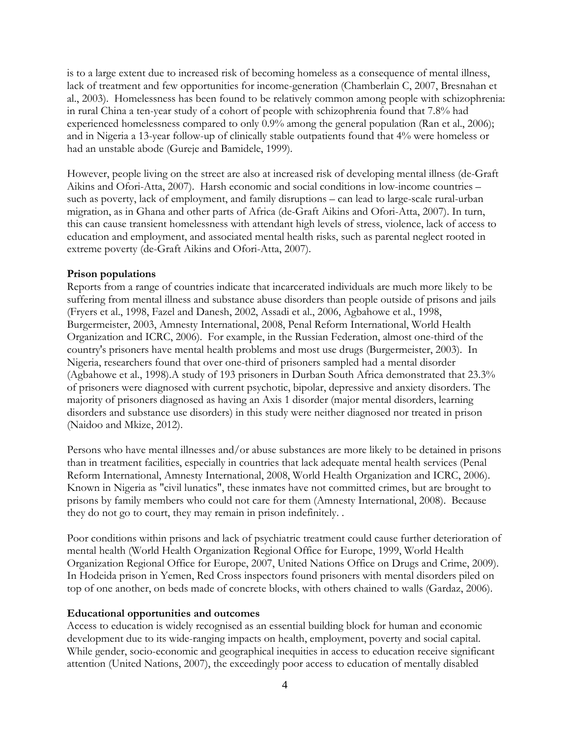is to a large extent due to increased risk of becoming homeless as a consequence of mental illness, lack of treatment and few opportunities for income-generation (Chamberlain C, 2007, Bresnahan et al., 2003). Homelessness has been found to be relatively common among people with schizophrenia: in rural China a ten-year study of a cohort of people with schizophrenia found that 7.8% had experienced homelessness compared to only 0.9% among the general population (Ran et al., 2006); and in Nigeria a 13-year follow-up of clinically stable outpatients found that 4% were homeless or had an unstable abode (Gureje and Bamidele, 1999).

However, people living on the street are also at increased risk of developing mental illness (de-Graft Aikins and Ofori-Atta, 2007). Harsh economic and social conditions in low-income countries – such as poverty, lack of employment, and family disruptions – can lead to large-scale rural-urban migration, as in Ghana and other parts of Africa (de-Graft Aikins and Ofori-Atta, 2007). In turn, this can cause transient homelessness with attendant high levels of stress, violence, lack of access to education and employment, and associated mental health risks, such as parental neglect rooted in extreme poverty (de-Graft Aikins and Ofori-Atta, 2007).

**Prison populations**

Reports from a range of countries indicate that incarcerated individuals are much more likely to be suffering from mental illness and substance abuse disorders than people outside of prisons and jails (Fryers et al., 1998, Fazel and Danesh, 2002, Assadi et al., 2006, Agbahowe et al., 1998, Burgermeister, 2003, Amnesty International, 2008, Penal Reform International, World Health Organization and ICRC, 2006). For example, in the Russian Federation, almost one-third of the country's prisoners have mental health problems and most use drugs (Burgermeister, 2003). In Nigeria, researchers found that over one-third of prisoners sampled had a mental disorder (Agbahowe et al., 1998).A study of 193 prisoners in Durban South Africa demonstrated that 23.3% of prisoners were diagnosed with current psychotic, bipolar, depressive and anxiety disorders. The majority of prisoners diagnosed as having an Axis 1 disorder (major mental disorders, learning disorders and substance use disorders) in this study were neither diagnosed nor treated in prison (Naidoo and Mkize, 2012).

Persons who have mental illnesses and/or abuse substances are more likely to be detained in prisons than in treatment facilities, especially in countries that lack adequate mental health services (Penal Reform International, Amnesty International, 2008, World Health Organization and ICRC, 2006). Known in Nigeria as "civil lunatics", these inmates have not committed crimes, but are brought to prisons by family members who could not care for them (Amnesty International, 2008). Because they do not go to court, they may remain in prison indefinitely. .

Poor conditions within prisons and lack of psychiatric treatment could cause further deterioration of mental health (World Health Organization Regional Office for Europe, 1999, World Health Organization Regional Office for Europe, 2007, United Nations Office on Drugs and Crime, 2009). In Hodeida prison in Yemen, Red Cross inspectors found prisoners with mental disorders piled on top of one another, on beds made of concrete blocks, with others chained to walls (Gardaz, 2006).

**Educational opportunities and outcomes**

Access to education is widely recognised as an essential building block for human and economic development due to its wide-ranging impacts on health, employment, poverty and social capital. While gender, socio-economic and geographical inequities in access to education receive significant attention (United Nations, 2007), the exceedingly poor access to education of mentally disabled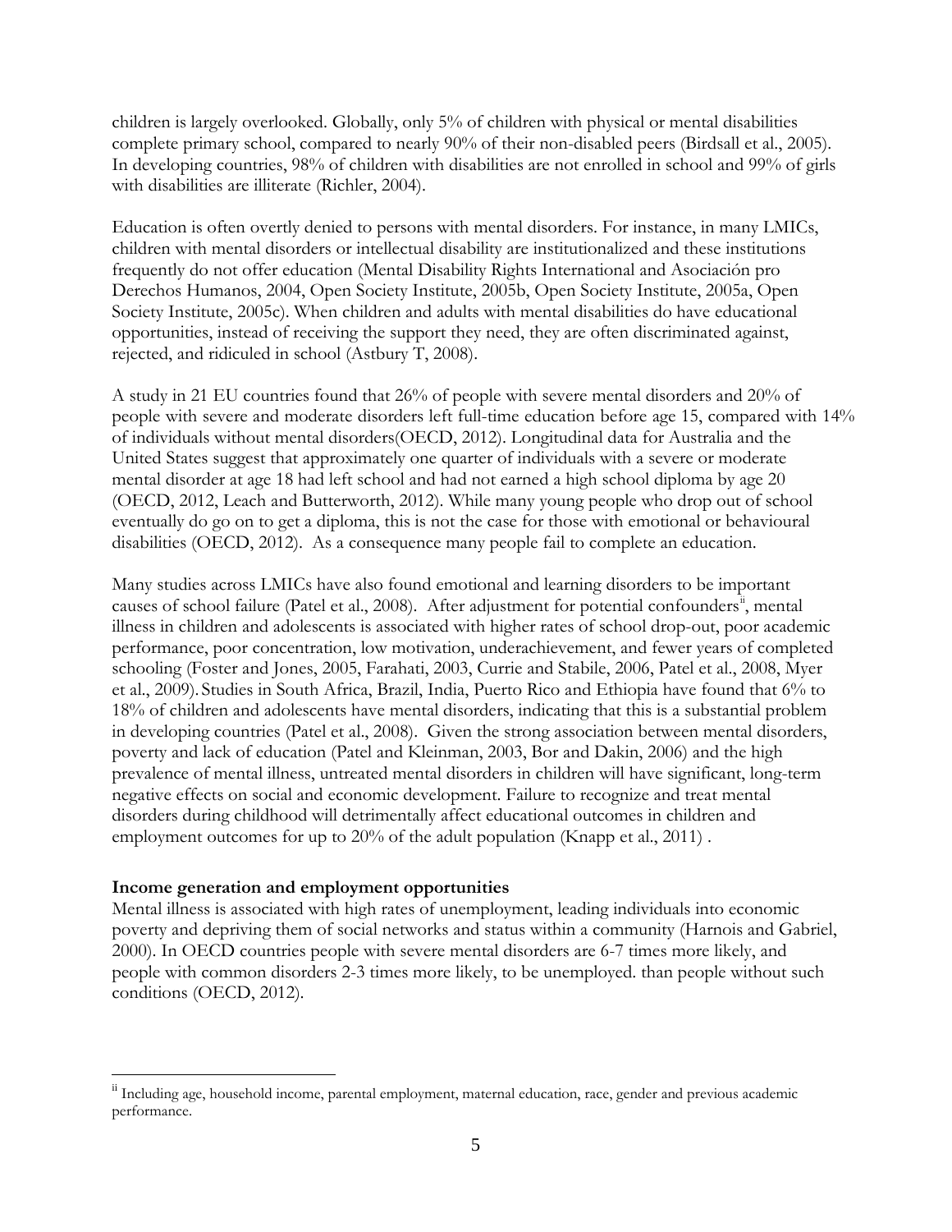children is largely overlooked. Globally, only 5% of children with physical or mental disabilities complete primary school, compared to nearly 90% of their non-disabled peers (Birdsall et al., 2005). In developing countries, 98% of children with disabilities are not enrolled in school and 99% of girls with disabilities are illiterate (Richler, 2004).

Education is often overtly denied to persons with mental disorders. For instance, in many LMICs, children with mental disorders or intellectual disability are institutionalized and these institutions frequently do not offer education (Mental Disability Rights International and Asociación pro Derechos Humanos, 2004, Open Society Institute, 2005b, Open Society Institute, 2005a, Open Society Institute, 2005c). When children and adults with mental disabilities do have educational opportunities, instead of receiving the support they need, they are often discriminated against, rejected, and ridiculed in school (Astbury T, 2008).

A study in 21 EU countries found that 26% of people with severe mental disorders and 20% of people with severe and moderate disorders left full-time education before age 15, compared with 14% of individuals without mental disorders(OECD, 2012). Longitudinal data for Australia and the United States suggest that approximately one quarter of individuals with a severe or moderate mental disorder at age 18 had left school and had not earned a high school diploma by age 20 (OECD, 2012, Leach and Butterworth, 2012). While many young people who drop out of school eventually do go on to get a diploma, this is not the case for those with emotional or behavioural disabilities (OECD, 2012). As a consequence many people fail to complete an education.

Many studies across LMICs have also found emotional and learning disorders to be important causes of school failure (Patel et al., 2008). After adjustment for potential confounders[ii], mental illness in children and adolescents is associated with higher rates of school drop-out, poor academic performance, poor concentration, low motivation, underachievement, and fewer years of completed schooling (Foster and Jones, 2005, Farahati, 2003, Currie and Stabile, 2006, Patel et al., 2008, Myer et al., 2009). Studies in South Africa, Brazil, India, Puerto Rico and Ethiopia have found that 6% to 18% of children and adolescents have mental disorders, indicating that this is a substantial problem in developing countries (Patel et al., 2008). Given the strong association between mental disorders, poverty and lack of education (Patel and Kleinman, 2003, Bor and Dakin, 2006) and the high prevalence of mental illness, untreated mental disorders in children will have significant, long-term negative effects on social and economic development. Failure to recognize and treat mental disorders during childhood will detrimentally affect educational outcomes in children and employment outcomes for up to 20% of the adult population (Knapp et al., 2011) .

**Income generation and employment opportunities**

Mental illness is associated with high rates of unemployment, leading individuals into economic poverty and depriving them of social networks and status within a community (Harnois and Gabriel, 2000). In OECD countries people with severe mental disorders are 6-7 times more likely, and people with common disorders 2-3 times more likely, to be unemployed. than people without such conditions (OECD, 2012).

---

[ii] Including age, household income, parental employment, maternal education, race, gender and previous academic performance.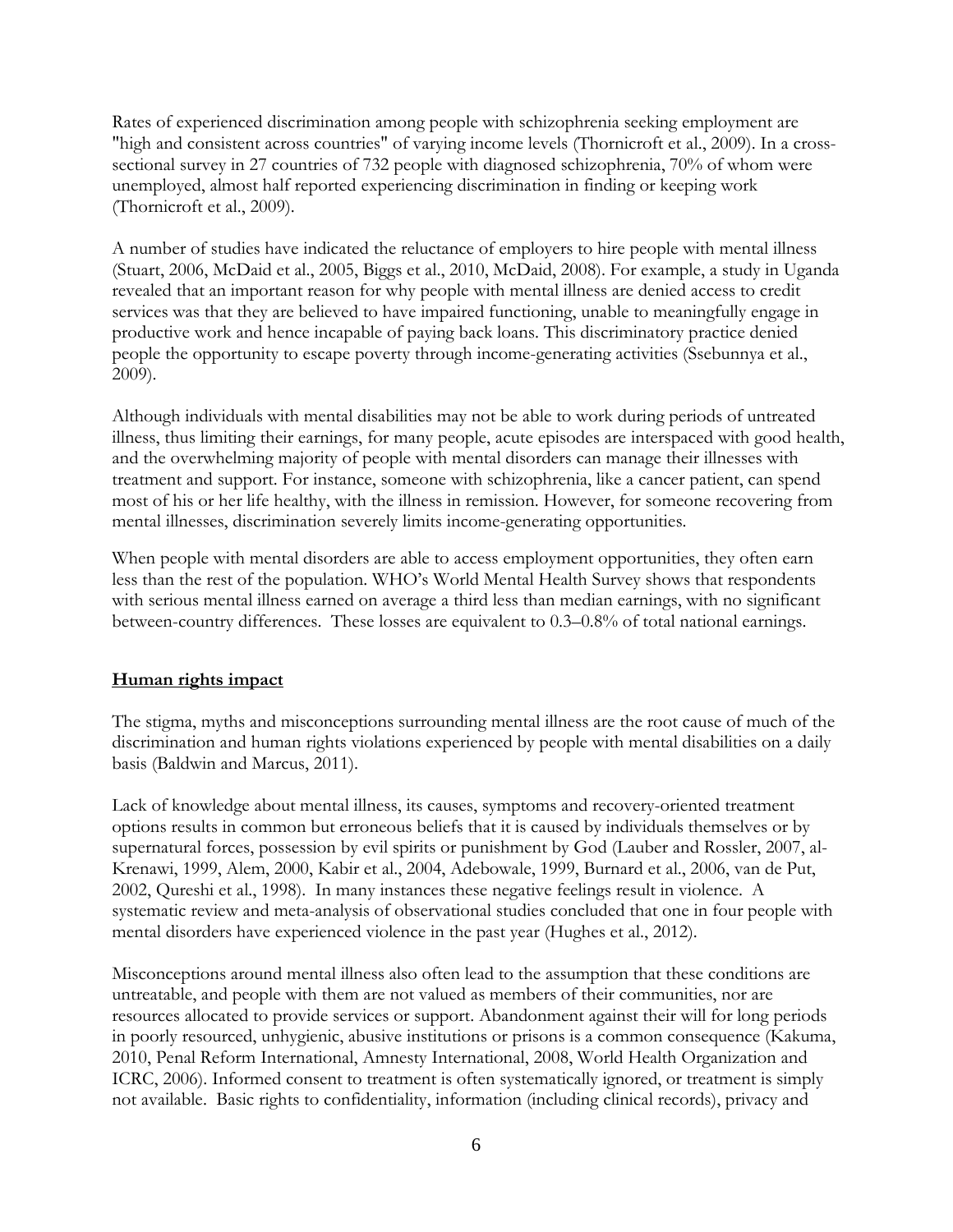Rates of experienced discrimination among people with schizophrenia seeking employment are "high and consistent across countries" of varying income levels (Thornicroft et al., 2009). In a cross-sectional survey in 27 countries of 732 people with diagnosed schizophrenia, 70% of whom were unemployed, almost half reported experiencing discrimination in finding or keeping work (Thornicroft et al., 2009).

A number of studies have indicated the reluctance of employers to hire people with mental illness (Stuart, 2006, McDaid et al., 2005, Biggs et al., 2010, McDaid, 2008). For example, a study in Uganda revealed that an important reason for why people with mental illness are denied access to credit services was that they are believed to have impaired functioning, unable to meaningfully engage in productive work and hence incapable of paying back loans. This discriminatory practice denied people the opportunity to escape poverty through income-generating activities (Ssebunnya et al., 2009).

Although individuals with mental disabilities may not be able to work during periods of untreated illness, thus limiting their earnings, for many people, acute episodes are interspaced with good health, and the overwhelming majority of people with mental disorders can manage their illnesses with treatment and support. For instance, someone with schizophrenia, like a cancer patient, can spend most of his or her life healthy, with the illness in remission. However, for someone recovering from mental illnesses, discrimination severely limits income-generating opportunities.

When people with mental disorders are able to access employment opportunities, they often earn less than the rest of the population. WHO's World Mental Health Survey shows that respondents with serious mental illness earned on average a third less than median earnings, with no significant between-country differences. These losses are equivalent to 0.3–0.8% of total national earnings.

## Human rights impact

The stigma, myths and misconceptions surrounding mental illness are the root cause of much of the discrimination and human rights violations experienced by people with mental disabilities on a daily basis (Baldwin and Marcus, 2011).

Lack of knowledge about mental illness, its causes, symptoms and recovery-oriented treatment options results in common but erroneous beliefs that it is caused by individuals themselves or by supernatural forces, possession by evil spirits or punishment by God (Lauber and Rossler, 2007, al-Krenawi, 1999, Alem, 2000, Kabir et al., 2004, Adebowale, 1999, Burnard et al., 2006, van de Put, 2002, Qureshi et al., 1998). In many instances these negative feelings result in violence. A systematic review and meta-analysis of observational studies concluded that one in four people with mental disorders have experienced violence in the past year (Hughes et al., 2012).

Misconceptions around mental illness also often lead to the assumption that these conditions are untreatable, and people with them are not valued as members of their communities, nor are resources allocated to provide services or support. Abandonment against their will for long periods in poorly resourced, unhygienic, abusive institutions or prisons is a common consequence (Kakuma, 2010, Penal Reform International, Amnesty International, 2008, World Health Organization and ICRC, 2006). Informed consent to treatment is often systematically ignored, or treatment is simply not available. Basic rights to confidentiality, information (including clinical records), privacy and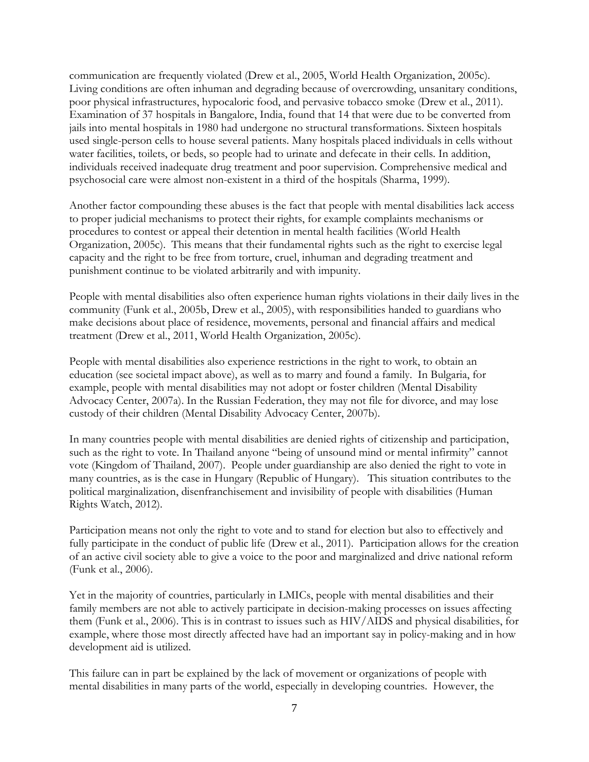communication are frequently violated (Drew et al., 2005, World Health Organization, 2005c). Living conditions are often inhuman and degrading because of overcrowding, unsanitary conditions, poor physical infrastructures, hypocaloric food, and pervasive tobacco smoke (Drew et al., 2011). Examination of 37 hospitals in Bangalore, India, found that 14 that were due to be converted from jails into mental hospitals in 1980 had undergone no structural transformations. Sixteen hospitals used single-person cells to house several patients. Many hospitals placed individuals in cells without water facilities, toilets, or beds, so people had to urinate and defecate in their cells. In addition, individuals received inadequate drug treatment and poor supervision. Comprehensive medical and psychosocial care were almost non-existent in a third of the hospitals (Sharma, 1999).

Another factor compounding these abuses is the fact that people with mental disabilities lack access to proper judicial mechanisms to protect their rights, for example complaints mechanisms or procedures to contest or appeal their detention in mental health facilities (World Health Organization, 2005c). This means that their fundamental rights such as the right to exercise legal capacity and the right to be free from torture, cruel, inhuman and degrading treatment and punishment continue to be violated arbitrarily and with impunity.

People with mental disabilities also often experience human rights violations in their daily lives in the community (Funk et al., 2005b, Drew et al., 2005), with responsibilities handed to guardians who make decisions about place of residence, movements, personal and financial affairs and medical treatment (Drew et al., 2011, World Health Organization, 2005c).

People with mental disabilities also experience restrictions in the right to work, to obtain an education (see societal impact above), as well as to marry and found a family. In Bulgaria, for example, people with mental disabilities may not adopt or foster children (Mental Disability Advocacy Center, 2007a). In the Russian Federation, they may not file for divorce, and may lose custody of their children (Mental Disability Advocacy Center, 2007b).

In many countries people with mental disabilities are denied rights of citizenship and participation, such as the right to vote. In Thailand anyone "being of unsound mind or mental infirmity" cannot vote (Kingdom of Thailand, 2007). People under guardianship are also denied the right to vote in many countries, as is the case in Hungary (Republic of Hungary). This situation contributes to the political marginalization, disenfranchisement and invisibility of people with disabilities (Human Rights Watch, 2012).

Participation means not only the right to vote and to stand for election but also to effectively and fully participate in the conduct of public life (Drew et al., 2011). Participation allows for the creation of an active civil society able to give a voice to the poor and marginalized and drive national reform (Funk et al., 2006).

Yet in the majority of countries, particularly in LMICs, people with mental disabilities and their family members are not able to actively participate in decision-making processes on issues affecting them (Funk et al., 2006). This is in contrast to issues such as HIV/AIDS and physical disabilities, for example, where those most directly affected have had an important say in policy-making and in how development aid is utilized.

This failure can in part be explained by the lack of movement or organizations of people with mental disabilities in many parts of the world, especially in developing countries. However, the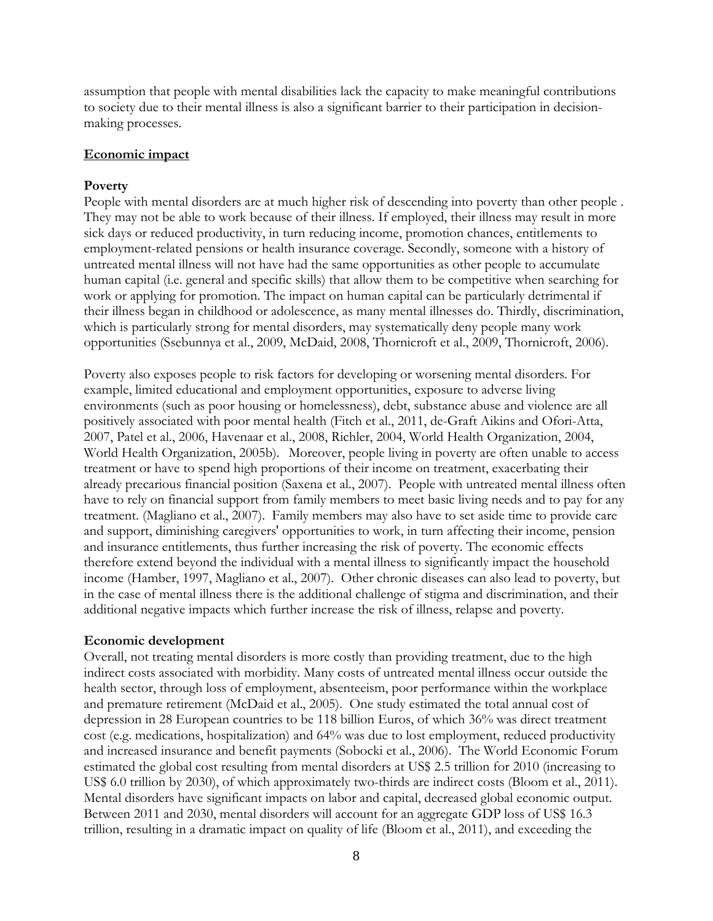assumption that people with mental disabilities lack the capacity to make meaningful contributions to society due to their mental illness is also a significant barrier to their participation in decision-making processes.

## Economic impact

### Poverty

People with mental disorders are at much higher risk of descending into poverty than other people . They may not be able to work because of their illness. If employed, their illness may result in more sick days or reduced productivity, in turn reducing income, promotion chances, entitlements to employment-related pensions or health insurance coverage. Secondly, someone with a history of untreated mental illness will not have had the same opportunities as other people to accumulate human capital (i.e. general and specific skills) that allow them to be competitive when searching for work or applying for promotion. The impact on human capital can be particularly detrimental if their illness began in childhood or adolescence, as many mental illnesses do. Thirdly, discrimination, which is particularly strong for mental disorders, may systematically deny people many work opportunities (Ssebunnya et al., 2009, McDaid, 2008, Thornicroft et al., 2009, Thornicroft, 2006).

Poverty also exposes people to risk factors for developing or worsening mental disorders. For example, limited educational and employment opportunities, exposure to adverse living environments (such as poor housing or homelessness), debt, substance abuse and violence are all positively associated with poor mental health (Fitch et al., 2011, de-Graft Aikins and Ofori-Atta, 2007, Patel et al., 2006, Havenaar et al., 2008, Richler, 2004, World Health Organization, 2004, World Health Organization, 2005b). Moreover, people living in poverty are often unable to access treatment or have to spend high proportions of their income on treatment, exacerbating their already precarious financial position (Saxena et al., 2007). People with untreated mental illness often have to rely on financial support from family members to meet basic living needs and to pay for any treatment. (Magliano et al., 2007). Family members may also have to set aside time to provide care and support, diminishing caregivers' opportunities to work, in turn affecting their income, pension and insurance entitlements, thus further increasing the risk of poverty. The economic effects therefore extend beyond the individual with a mental illness to significantly impact the household income (Hamber, 1997, Magliano et al., 2007). Other chronic diseases can also lead to poverty, but in the case of mental illness there is the additional challenge of stigma and discrimination, and their additional negative impacts which further increase the risk of illness, relapse and poverty.

### Economic development

Overall, not treating mental disorders is more costly than providing treatment, due to the high indirect costs associated with morbidity. Many costs of untreated mental illness occur outside the health sector, through loss of employment, absenteeism, poor performance within the workplace and premature retirement (McDaid et al., 2005). One study estimated the total annual cost of depression in 28 European countries to be 118 billion Euros, of which 36% was direct treatment cost (e.g. medications, hospitalization) and 64% was due to lost employment, reduced productivity and increased insurance and benefit payments (Sobocki et al., 2006). The World Economic Forum estimated the global cost resulting from mental disorders at US$ 2.5 trillion for 2010 (increasing to US$ 6.0 trillion by 2030), of which approximately two-thirds are indirect costs (Bloom et al., 2011). Mental disorders have significant impacts on labor and capital, decreased global economic output. Between 2011 and 2030, mental disorders will account for an aggregate GDP loss of US$ 16.3 trillion, resulting in a dramatic impact on quality of life (Bloom et al., 2011), and exceeding the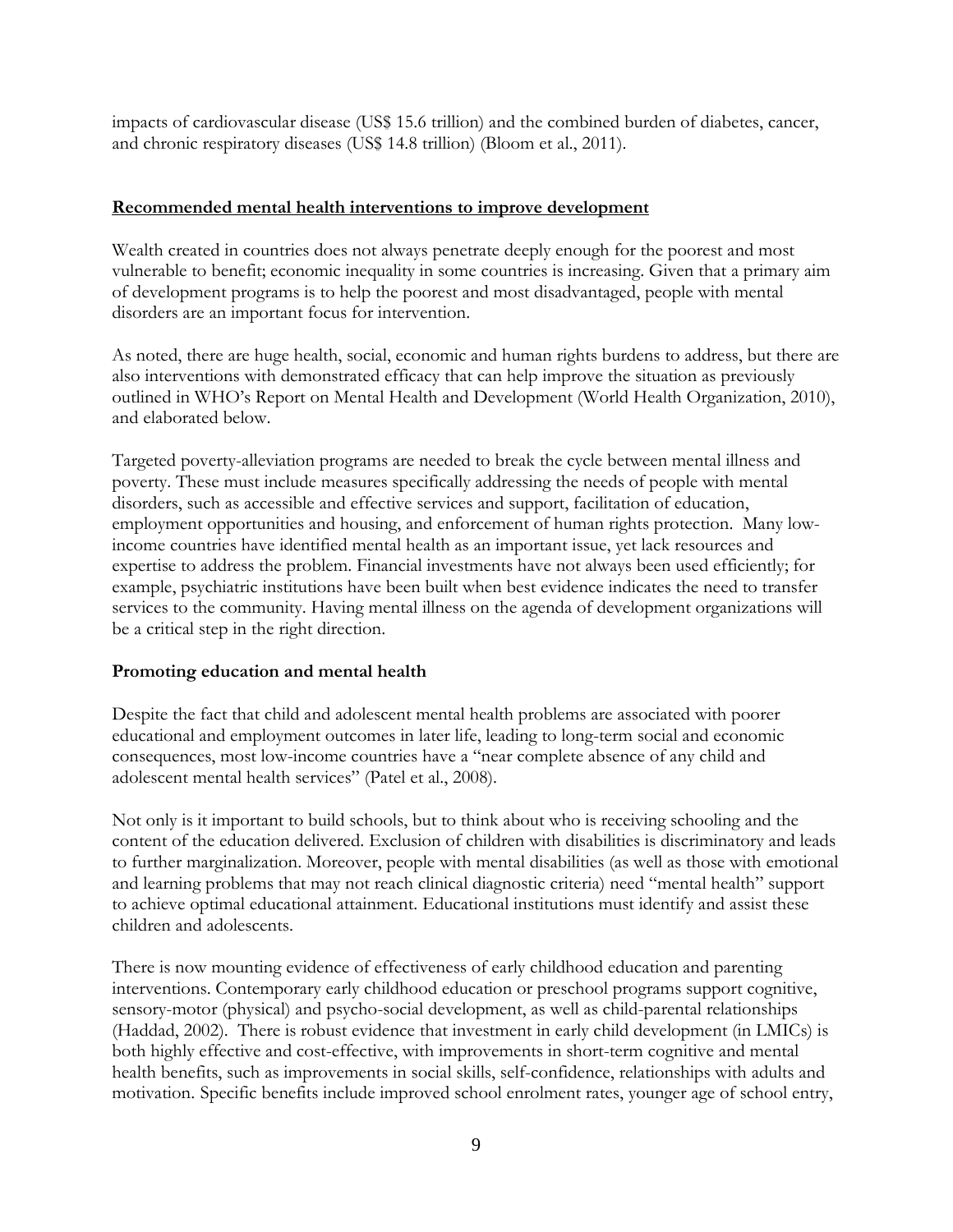impacts of cardiovascular disease (US$ 15.6 trillion) and the combined burden of diabetes, cancer, and chronic respiratory diseases (US$ 14.8 trillion) (Bloom et al., 2011).

## Recommended mental health interventions to improve development

Wealth created in countries does not always penetrate deeply enough for the poorest and most vulnerable to benefit; economic inequality in some countries is increasing. Given that a primary aim of development programs is to help the poorest and most disadvantaged, people with mental disorders are an important focus for intervention.

As noted, there are huge health, social, economic and human rights burdens to address, but there are also interventions with demonstrated efficacy that can help improve the situation as previously outlined in WHO's Report on Mental Health and Development (World Health Organization, 2010), and elaborated below.

Targeted poverty-alleviation programs are needed to break the cycle between mental illness and poverty. These must include measures specifically addressing the needs of people with mental disorders, such as accessible and effective services and support, facilitation of education, employment opportunities and housing, and enforcement of human rights protection. Many low-income countries have identified mental health as an important issue, yet lack resources and expertise to address the problem. Financial investments have not always been used efficiently; for example, psychiatric institutions have been built when best evidence indicates the need to transfer services to the community. Having mental illness on the agenda of development organizations will be a critical step in the right direction.

### Promoting education and mental health

Despite the fact that child and adolescent mental health problems are associated with poorer educational and employment outcomes in later life, leading to long-term social and economic consequences, most low-income countries have a "near complete absence of any child and adolescent mental health services" (Patel et al., 2008).

Not only is it important to build schools, but to think about who is receiving schooling and the content of the education delivered. Exclusion of children with disabilities is discriminatory and leads to further marginalization. Moreover, people with mental disabilities (as well as those with emotional and learning problems that may not reach clinical diagnostic criteria) need "mental health" support to achieve optimal educational attainment. Educational institutions must identify and assist these children and adolescents.

There is now mounting evidence of effectiveness of early childhood education and parenting interventions. Contemporary early childhood education or preschool programs support cognitive, sensory-motor (physical) and psycho-social development, as well as child-parental relationships (Haddad, 2002). There is robust evidence that investment in early child development (in LMICs) is both highly effective and cost-effective, with improvements in short-term cognitive and mental health benefits, such as improvements in social skills, self-confidence, relationships with adults and motivation. Specific benefits include improved school enrolment rates, younger age of school entry,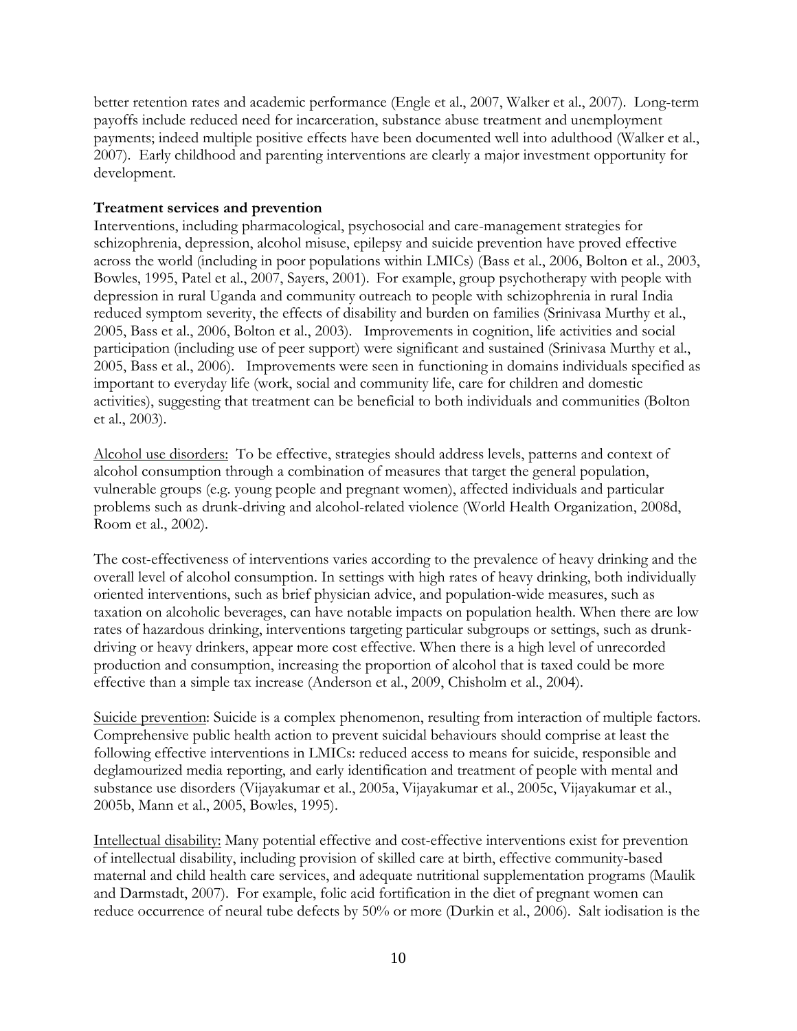better retention rates and academic performance (Engle et al., 2007, Walker et al., 2007). Long-term payoffs include reduced need for incarceration, substance abuse treatment and unemployment payments; indeed multiple positive effects have been documented well into adulthood (Walker et al., 2007). Early childhood and parenting interventions are clearly a major investment opportunity for development.

**Treatment services and prevention**

Interventions, including pharmacological, psychosocial and care-management strategies for schizophrenia, depression, alcohol misuse, epilepsy and suicide prevention have proved effective across the world (including in poor populations within LMICs) (Bass et al., 2006, Bolton et al., 2003, Bowles, 1995, Patel et al., 2007, Sayers, 2001). For example, group psychotherapy with people with depression in rural Uganda and community outreach to people with schizophrenia in rural India reduced symptom severity, the effects of disability and burden on families (Srinivasa Murthy et al., 2005, Bass et al., 2006, Bolton et al., 2003). Improvements in cognition, life activities and social participation (including use of peer support) were significant and sustained (Srinivasa Murthy et al., 2005, Bass et al., 2006). Improvements were seen in functioning in domains individuals specified as important to everyday life (work, social and community life, care for children and domestic activities), suggesting that treatment can be beneficial to both individuals and communities (Bolton et al., 2003).

<u>Alcohol use disorders:</u> To be effective, strategies should address levels, patterns and context of alcohol consumption through a combination of measures that target the general population, vulnerable groups (e.g. young people and pregnant women), affected individuals and particular problems such as drunk-driving and alcohol-related violence (World Health Organization, 2008d, Room et al., 2002).

The cost-effectiveness of interventions varies according to the prevalence of heavy drinking and the overall level of alcohol consumption. In settings with high rates of heavy drinking, both individually oriented interventions, such as brief physician advice, and population-wide measures, such as taxation on alcoholic beverages, can have notable impacts on population health. When there are low rates of hazardous drinking, interventions targeting particular subgroups or settings, such as drunk-driving or heavy drinkers, appear more cost effective. When there is a high level of unrecorded production and consumption, increasing the proportion of alcohol that is taxed could be more effective than a simple tax increase (Anderson et al., 2009, Chisholm et al., 2004).

<u>Suicide prevention</u>: Suicide is a complex phenomenon, resulting from interaction of multiple factors. Comprehensive public health action to prevent suicidal behaviours should comprise at least the following effective interventions in LMICs: reduced access to means for suicide, responsible and deglamourized media reporting, and early identification and treatment of people with mental and substance use disorders (Vijayakumar et al., 2005a, Vijayakumar et al., 2005c, Vijayakumar et al., 2005b, Mann et al., 2005, Bowles, 1995).

<u>Intellectual disability:</u> Many potential effective and cost-effective interventions exist for prevention of intellectual disability, including provision of skilled care at birth, effective community-based maternal and child health care services, and adequate nutritional supplementation programs (Maulik and Darmstadt, 2007). For example, folic acid fortification in the diet of pregnant women can reduce occurrence of neural tube defects by 50% or more (Durkin et al., 2006). Salt iodisation is the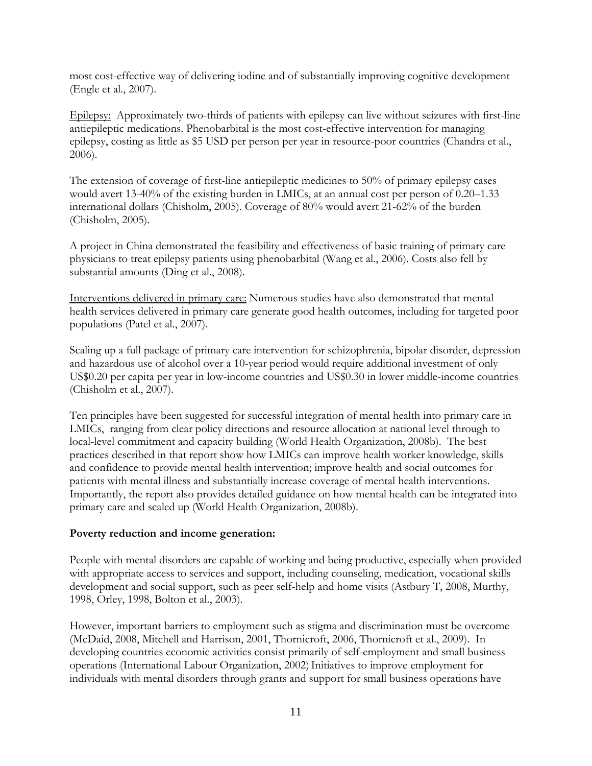most cost-effective way of delivering iodine and of substantially improving cognitive development (Engle et al., 2007).

Epilepsy: Approximately two-thirds of patients with epilepsy can live without seizures with first-line antiepileptic medications. Phenobarbital is the most cost-effective intervention for managing epilepsy, costing as little as $5 USD per person per year in resource-poor countries (Chandra et al., 2006).

The extension of coverage of first-line antiepileptic medicines to 50% of primary epilepsy cases would avert 13-40% of the existing burden in LMICs, at an annual cost per person of 0.20–1.33 international dollars (Chisholm, 2005). Coverage of 80% would avert 21-62% of the burden (Chisholm, 2005).

A project in China demonstrated the feasibility and effectiveness of basic training of primary care physicians to treat epilepsy patients using phenobarbital (Wang et al., 2006). Costs also fell by substantial amounts (Ding et al., 2008).

Interventions delivered in primary care: Numerous studies have also demonstrated that mental health services delivered in primary care generate good health outcomes, including for targeted poor populations (Patel et al., 2007).

Scaling up a full package of primary care intervention for schizophrenia, bipolar disorder, depression and hazardous use of alcohol over a 10-year period would require additional investment of only US$0.20 per capita per year in low-income countries and US$0.30 in lower middle-income countries (Chisholm et al., 2007).

Ten principles have been suggested for successful integration of mental health into primary care in LMICs, ranging from clear policy directions and resource allocation at national level through to local-level commitment and capacity building (World Health Organization, 2008b). The best practices described in that report show how LMICs can improve health worker knowledge, skills and confidence to provide mental health intervention; improve health and social outcomes for patients with mental illness and substantially increase coverage of mental health interventions. Importantly, the report also provides detailed guidance on how mental health can be integrated into primary care and scaled up (World Health Organization, 2008b).

**Poverty reduction and income generation:**

People with mental disorders are capable of working and being productive, especially when provided with appropriate access to services and support, including counseling, medication, vocational skills development and social support, such as peer self-help and home visits (Astbury T, 2008, Murthy, 1998, Orley, 1998, Bolton et al., 2003).

However, important barriers to employment such as stigma and discrimination must be overcome (McDaid, 2008, Mitchell and Harrison, 2001, Thornicroft, 2006, Thornicroft et al., 2009). In developing countries economic activities consist primarily of self-employment and small business operations (International Labour Organization, 2002) Initiatives to improve employment for individuals with mental disorders through grants and support for small business operations have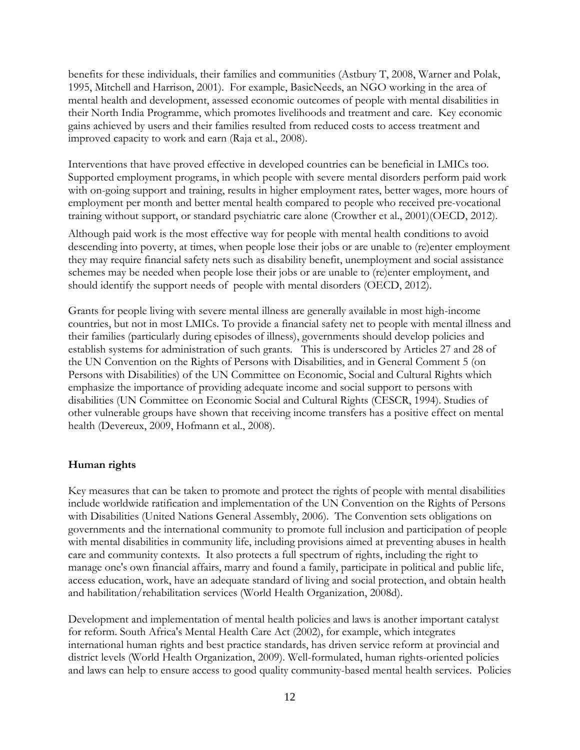benefits for these individuals, their families and communities (Astbury T, 2008, Warner and Polak, 1995, Mitchell and Harrison, 2001). For example, BasicNeeds, an NGO working in the area of mental health and development, assessed economic outcomes of people with mental disabilities in their North India Programme, which promotes livelihoods and treatment and care. Key economic gains achieved by users and their families resulted from reduced costs to access treatment and improved capacity to work and earn (Raja et al., 2008).

Interventions that have proved effective in developed countries can be beneficial in LMICs too. Supported employment programs, in which people with severe mental disorders perform paid work with on-going support and training, results in higher employment rates, better wages, more hours of employment per month and better mental health compared to people who received pre-vocational training without support, or standard psychiatric care alone (Crowther et al., 2001)(OECD, 2012).

Although paid work is the most effective way for people with mental health conditions to avoid descending into poverty, at times, when people lose their jobs or are unable to (re)enter employment they may require financial safety nets such as disability benefit, unemployment and social assistance schemes may be needed when people lose their jobs or are unable to (re)enter employment, and should identify the support needs of people with mental disorders (OECD, 2012).

Grants for people living with severe mental illness are generally available in most high-income countries, but not in most LMICs. To provide a financial safety net to people with mental illness and their families (particularly during episodes of illness), governments should develop policies and establish systems for administration of such grants. This is underscored by Articles 27 and 28 of the UN Convention on the Rights of Persons with Disabilities, and in General Comment 5 (on Persons with Disabilities) of the UN Committee on Economic, Social and Cultural Rights which emphasize the importance of providing adequate income and social support to persons with disabilities (UN Committee on Economic Social and Cultural Rights (CESCR, 1994). Studies of other vulnerable groups have shown that receiving income transfers has a positive effect on mental health (Devereux, 2009, Hofmann et al., 2008).

**Human rights**

Key measures that can be taken to promote and protect the rights of people with mental disabilities include worldwide ratification and implementation of the UN Convention on the Rights of Persons with Disabilities (United Nations General Assembly, 2006). The Convention sets obligations on governments and the international community to promote full inclusion and participation of people with mental disabilities in community life, including provisions aimed at preventing abuses in health care and community contexts. It also protects a full spectrum of rights, including the right to manage one's own financial affairs, marry and found a family, participate in political and public life, access education, work, have an adequate standard of living and social protection, and obtain health and habilitation/rehabilitation services (World Health Organization, 2008d).

Development and implementation of mental health policies and laws is another important catalyst for reform. South Africa's Mental Health Care Act (2002), for example, which integrates international human rights and best practice standards, has driven service reform at provincial and district levels (World Health Organization, 2009). Well-formulated, human rights-oriented policies and laws can help to ensure access to good quality community-based mental health services. Policies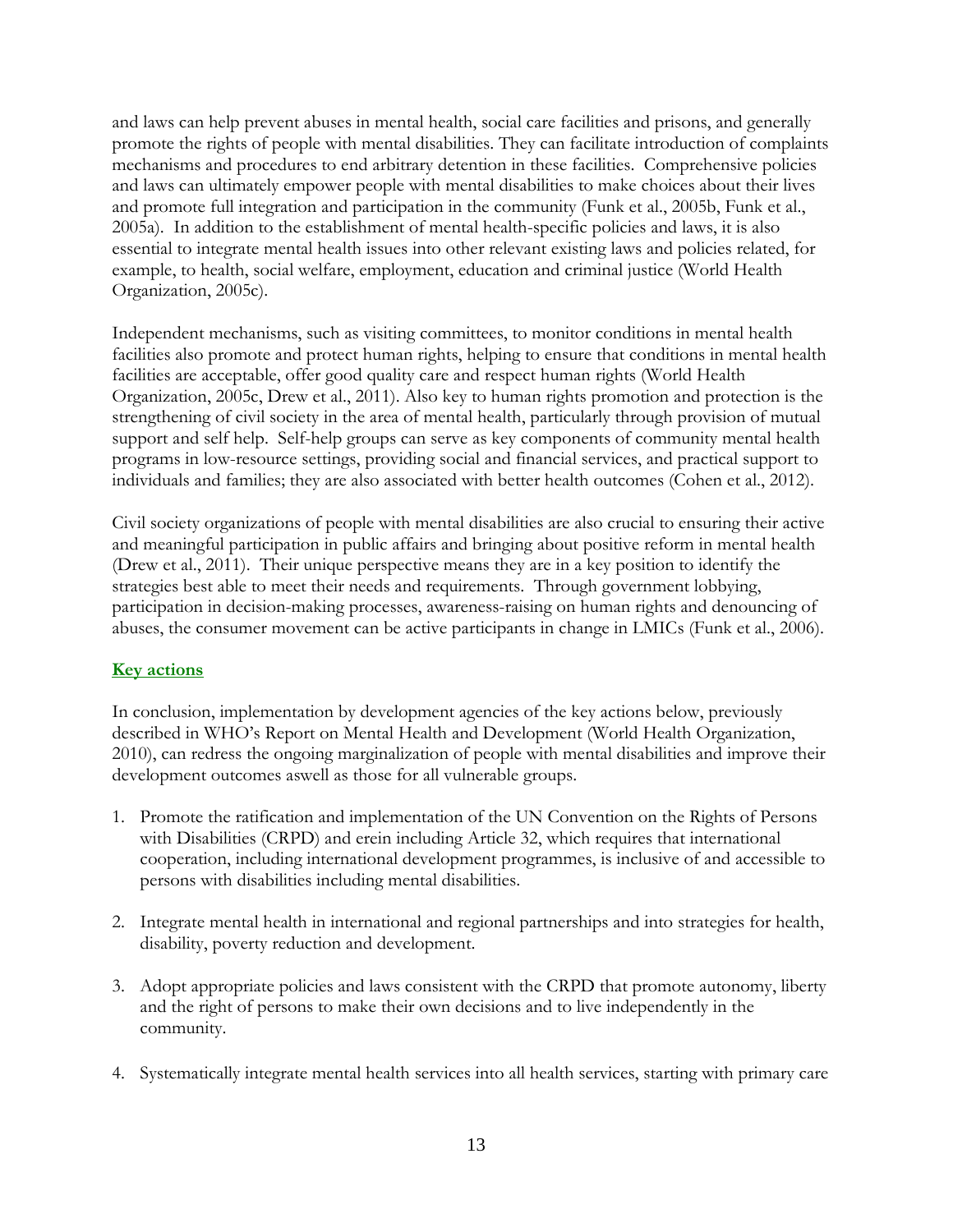and laws can help prevent abuses in mental health, social care facilities and prisons, and generally promote the rights of people with mental disabilities. They can facilitate introduction of complaints mechanisms and procedures to end arbitrary detention in these facilities. Comprehensive policies and laws can ultimately empower people with mental disabilities to make choices about their lives and promote full integration and participation in the community (Funk et al., 2005b, Funk et al., 2005a). In addition to the establishment of mental health-specific policies and laws, it is also essential to integrate mental health issues into other relevant existing laws and policies related, for example, to health, social welfare, employment, education and criminal justice (World Health Organization, 2005c).

Independent mechanisms, such as visiting committees, to monitor conditions in mental health facilities also promote and protect human rights, helping to ensure that conditions in mental health facilities are acceptable, offer good quality care and respect human rights (World Health Organization, 2005c, Drew et al., 2011). Also key to human rights promotion and protection is the strengthening of civil society in the area of mental health, particularly through provision of mutual support and self help. Self-help groups can serve as key components of community mental health programs in low-resource settings, providing social and financial services, and practical support to individuals and families; they are also associated with better health outcomes (Cohen et al., 2012).

Civil society organizations of people with mental disabilities are also crucial to ensuring their active and meaningful participation in public affairs and bringing about positive reform in mental health (Drew et al., 2011). Their unique perspective means they are in a key position to identify the strategies best able to meet their needs and requirements. Through government lobbying, participation in decision-making processes, awareness-raising on human rights and denouncing of abuses, the consumer movement can be active participants in change in LMICs (Funk et al., 2006).

## Key actions

In conclusion, implementation by development agencies of the key actions below, previously described in WHO's Report on Mental Health and Development (World Health Organization, 2010), can redress the ongoing marginalization of people with mental disabilities and improve their development outcomes aswell as those for all vulnerable groups.

1. Promote the ratification and implementation of the UN Convention on the Rights of Persons with Disabilities (CRPD) and erein including Article 32, which requires that international cooperation, including international development programmes, is inclusive of and accessible to persons with disabilities including mental disabilities.

2. Integrate mental health in international and regional partnerships and into strategies for health, disability, poverty reduction and development.

3. Adopt appropriate policies and laws consistent with the CRPD that promote autonomy, liberty and the right of persons to make their own decisions and to live independently in the community.

4. Systematically integrate mental health services into all health services, starting with primary care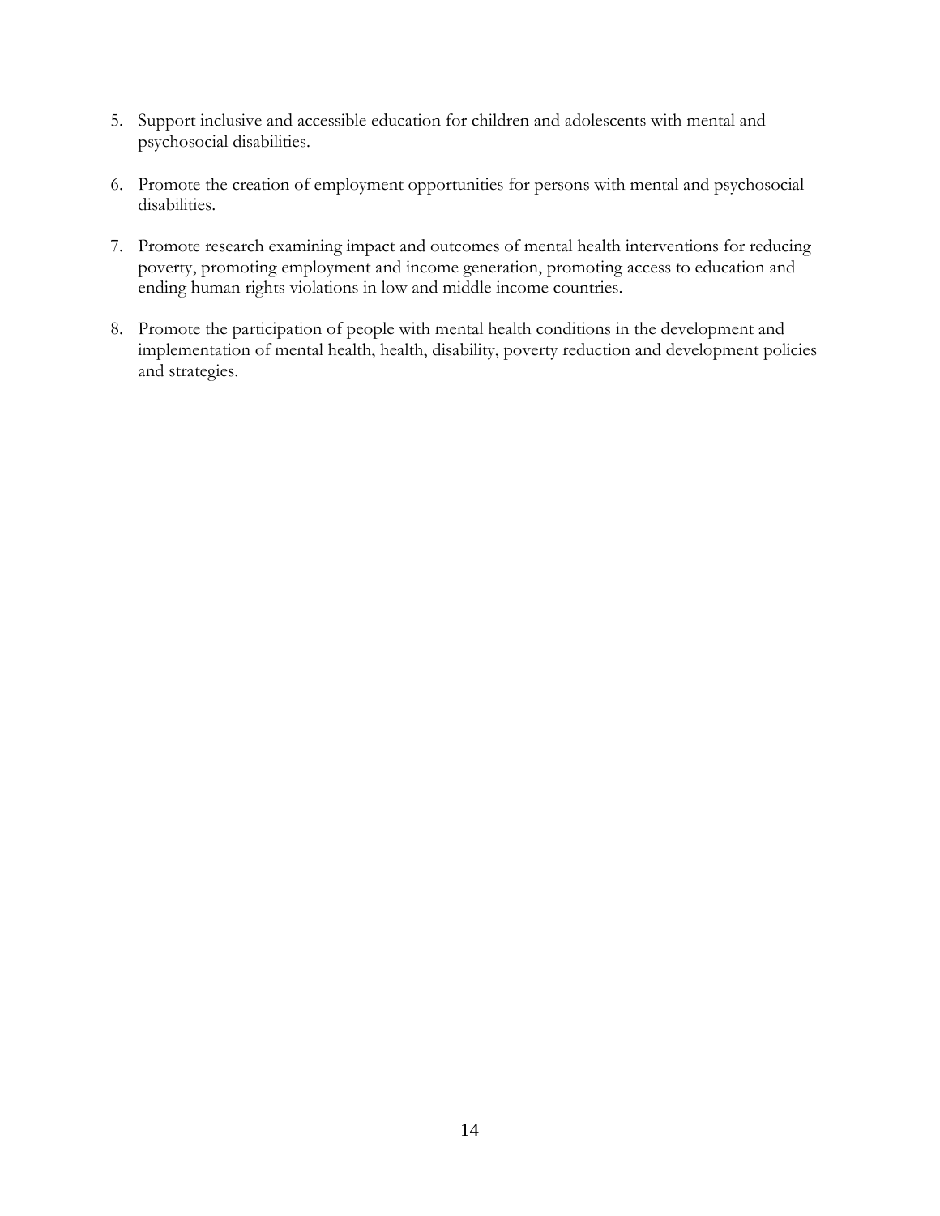5. Support inclusive and accessible education for children and adolescents with mental and psychosocial disabilities.

6. Promote the creation of employment opportunities for persons with mental and psychosocial disabilities.

7. Promote research examining impact and outcomes of mental health interventions for reducing poverty, promoting employment and income generation, promoting access to education and ending human rights violations in low and middle income countries.

8. Promote the participation of people with mental health conditions in the development and implementation of mental health, health, disability, poverty reduction and development policies and strategies.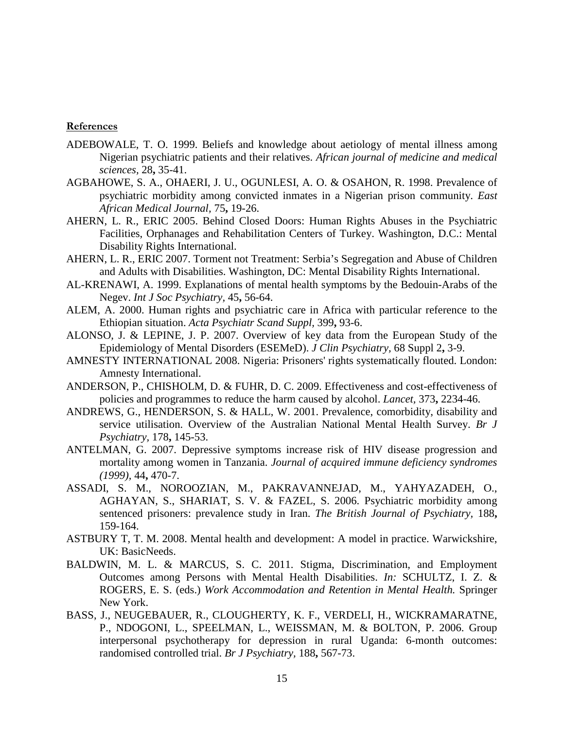**References**

ADEBOWALE, T. O. 1999. Beliefs and knowledge about aetiology of mental illness among Nigerian psychiatric patients and their relatives. *African journal of medicine and medical sciences,* 28**,** 35-41.

AGBAHOWE, S. A., OHAERI, J. U., OGUNLESI, A. O. & OSAHON, R. 1998. Prevalence of psychiatric morbidity among convicted inmates in a Nigerian prison community. *East African Medical Journal*, 75**,** 19-26.

AHERN, L. R., ERIC 2005. Behind Closed Doors: Human Rights Abuses in the Psychiatric Facilities, Orphanages and Rehabilitation Centers of Turkey. Washington, D.C.: Mental Disability Rights International.

AHERN, L. R., ERIC 2007. Torment not Treatment: Serbia's Segregation and Abuse of Children and Adults with Disabilities. Washington, DC: Mental Disability Rights International.

AL-KRENAWI, A. 1999. Explanations of mental health symptoms by the Bedouin-Arabs of the Negev. *Int J Soc Psychiatry,* 45**,** 56-64.

ALEM, A. 2000. Human rights and psychiatric care in Africa with particular reference to the Ethiopian situation. *Acta Psychiatr Scand Suppl,* 399**,** 93-6.

ALONSO, J. & LEPINE, J. P. 2007. Overview of key data from the European Study of the Epidemiology of Mental Disorders (ESEMeD). *J Clin Psychiatry,* 68 Suppl 2**,** 3-9.

AMNESTY INTERNATIONAL 2008. Nigeria: Prisoners' rights systematically flouted. London: Amnesty International.

ANDERSON, P., CHISHOLM, D. & FUHR, D. C. 2009. Effectiveness and cost-effectiveness of policies and programmes to reduce the harm caused by alcohol. *Lancet,* 373**,** 2234-46.

ANDREWS, G., HENDERSON, S. & HALL, W. 2001. Prevalence, comorbidity, disability and service utilisation. Overview of the Australian National Mental Health Survey. *Br J Psychiatry,* 178**,** 145-53.

ANTELMAN, G. 2007. Depressive symptoms increase risk of HIV disease progression and mortality among women in Tanzania. *Journal of acquired immune deficiency syndromes (1999),* 44**,** 470-7.

ASSADI, S. M., NOROOZIAN, M., PAKRAVANNEJAD, M., YAHYAZADEH, O., AGHAYAN, S., SHARIAT, S. V. & FAZEL, S. 2006. Psychiatric morbidity among sentenced prisoners: prevalence study in Iran. *The British Journal of Psychiatry,* 188**,** 159-164.

ASTBURY T, T. M. 2008. Mental health and development: A model in practice. Warwickshire, UK: BasicNeeds.

BALDWIN, M. L. & MARCUS, S. C. 2011. Stigma, Discrimination, and Employment Outcomes among Persons with Mental Health Disabilities. *In:* SCHULTZ, I. Z. & ROGERS, E. S. (eds.) *Work Accommodation and Retention in Mental Health.* Springer New York.

BASS, J., NEUGEBAUER, R., CLOUGHERTY, K. F., VERDELI, H., WICKRAMARATNE, P., NDOGONI, L., SPEELMAN, L., WEISSMAN, M. & BOLTON, P. 2006. Group interpersonal psychotherapy for depression in rural Uganda: 6-month outcomes: randomised controlled trial. *Br J Psychiatry,* 188**,** 567-73.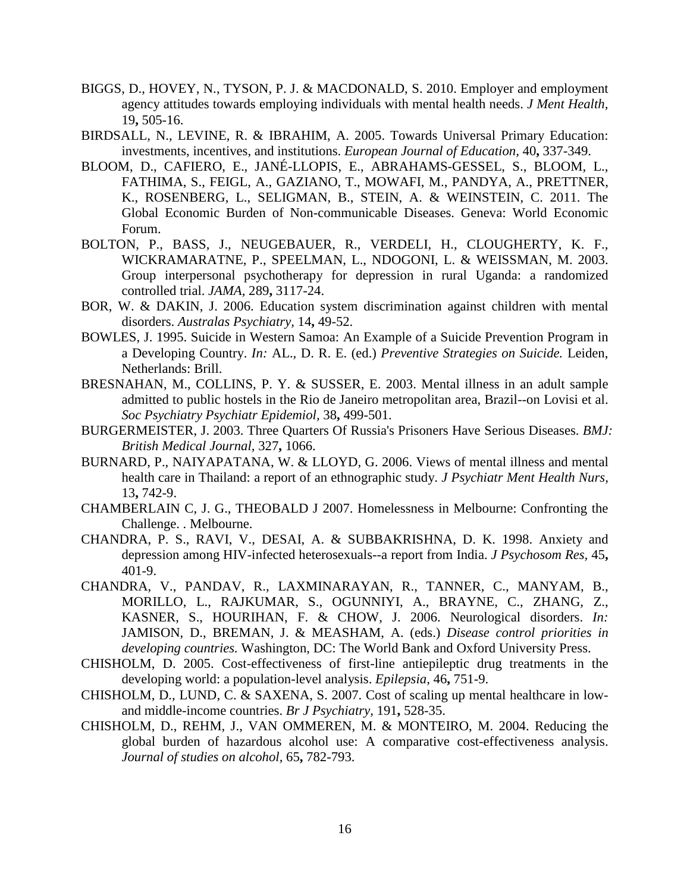BIGGS, D., HOVEY, N., TYSON, P. J. & MACDONALD, S. 2010. Employer and employment agency attitudes towards employing individuals with mental health needs. *J Ment Health,* 19**,** 505-16.

BIRDSALL, N., LEVINE, R. & IBRAHIM, A. 2005. Towards Universal Primary Education: investments, incentives, and institutions. *European Journal of Education,* 40**,** 337-349.

BLOOM, D., CAFIERO, E., JANÉ-LLOPIS, E., ABRAHAMS-GESSEL, S., BLOOM, L., FATHIMA, S., FEIGL, A., GAZIANO, T., MOWAFI, M., PANDYA, A., PRETTNER, K., ROSENBERG, L., SELIGMAN, B., STEIN, A. & WEINSTEIN, C. 2011. The Global Economic Burden of Non-communicable Diseases. Geneva: World Economic Forum.

BOLTON, P., BASS, J., NEUGEBAUER, R., VERDELI, H., CLOUGHERTY, K. F., WICKRAMARATNE, P., SPEELMAN, L., NDOGONI, L. & WEISSMAN, M. 2003. Group interpersonal psychotherapy for depression in rural Uganda: a randomized controlled trial. *JAMA,* 289**,** 3117-24.

BOR, W. & DAKIN, J. 2006. Education system discrimination against children with mental disorders. *Australas Psychiatry,* 14**,** 49-52.

BOWLES, J. 1995. Suicide in Western Samoa: An Example of a Suicide Prevention Program in a Developing Country. *In:* AL., D. R. E. (ed.) *Preventive Strategies on Suicide.* Leiden, Netherlands: Brill.

BRESNAHAN, M., COLLINS, P. Y. & SUSSER, E. 2003. Mental illness in an adult sample admitted to public hostels in the Rio de Janeiro metropolitan area, Brazil--on Lovisi et al. *Soc Psychiatry Psychiatr Epidemiol,* 38**,** 499-501.

BURGERMEISTER, J. 2003. Three Quarters Of Russia's Prisoners Have Serious Diseases. *BMJ: British Medical Journal,* 327**,** 1066.

BURNARD, P., NAIYAPATANA, W. & LLOYD, G. 2006. Views of mental illness and mental health care in Thailand: a report of an ethnographic study. *J Psychiatr Ment Health Nurs,* 13**,** 742-9.

CHAMBERLAIN C, J. G., THEOBALD J 2007. Homelessness in Melbourne: Confronting the Challenge. . Melbourne.

CHANDRA, P. S., RAVI, V., DESAI, A. & SUBBAKRISHNA, D. K. 1998. Anxiety and depression among HIV-infected heterosexuals--a report from India. *J Psychosom Res,* 45**,** 401-9.

CHANDRA, V., PANDAV, R., LAXMINARAYAN, R., TANNER, C., MANYAM, B., MORILLO, L., RAJKUMAR, S., OGUNNIYI, A., BRAYNE, C., ZHANG, Z., KASNER, S., HOURIHAN, F. & CHOW, J. 2006. Neurological disorders. *In:* JAMISON, D., BREMAN, J. & MEASHAM, A. (eds.) *Disease control priorities in developing countries.* Washington, DC: The World Bank and Oxford University Press.

CHISHOLM, D. 2005. Cost-effectiveness of first-line antiepileptic drug treatments in the developing world: a population-level analysis. *Epilepsia,* 46**,** 751-9.

CHISHOLM, D., LUND, C. & SAXENA, S. 2007. Cost of scaling up mental healthcare in low- and middle-income countries. *Br J Psychiatry,* 191**,** 528-35.

CHISHOLM, D., REHM, J., VAN OMMEREN, M. & MONTEIRO, M. 2004. Reducing the global burden of hazardous alcohol use: A comparative cost-effectiveness analysis. *Journal of studies on alcohol,* 65**,** 782-793.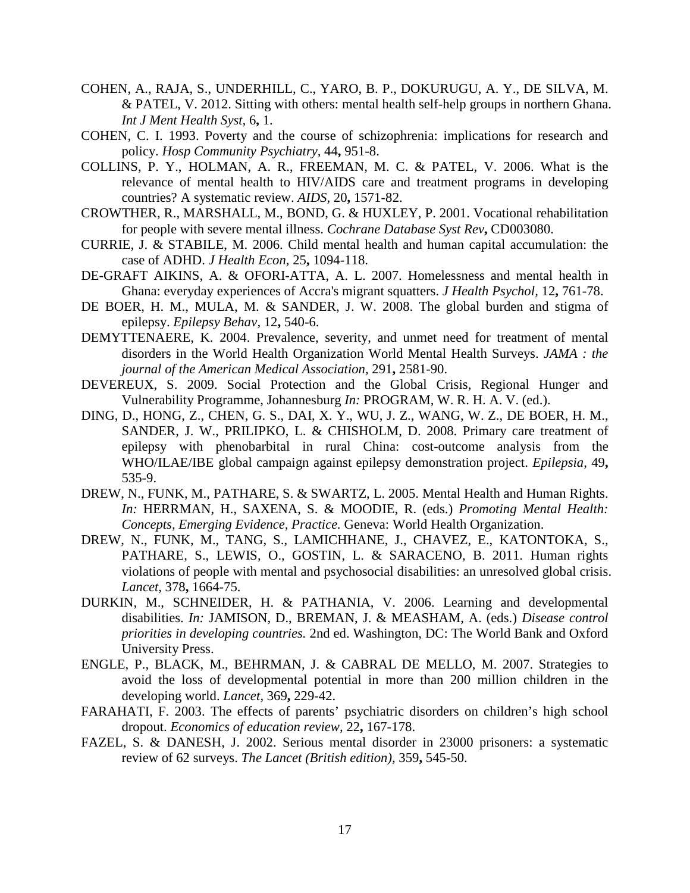COHEN, A., RAJA, S., UNDERHILL, C., YARO, B. P., DOKURUGU, A. Y., DE SILVA, M. & PATEL, V. 2012. Sitting with others: mental health self-help groups in northern Ghana. *Int J Ment Health Syst,* 6**,** 1.

COHEN, C. I. 1993. Poverty and the course of schizophrenia: implications for research and policy. *Hosp Community Psychiatry,* 44**,** 951-8.

COLLINS, P. Y., HOLMAN, A. R., FREEMAN, M. C. & PATEL, V. 2006. What is the relevance of mental health to HIV/AIDS care and treatment programs in developing countries? A systematic review. *AIDS,* 20**,** 1571-82.

CROWTHER, R., MARSHALL, M., BOND, G. & HUXLEY, P. 2001. Vocational rehabilitation for people with severe mental illness. *Cochrane Database Syst Rev***,** CD003080.

CURRIE, J. & STABILE, M. 2006. Child mental health and human capital accumulation: the case of ADHD. *J Health Econ,* 25**,** 1094-118.

DE-GRAFT AIKINS, A. & OFORI-ATTA, A. L. 2007. Homelessness and mental health in Ghana: everyday experiences of Accra's migrant squatters. *J Health Psychol,* 12**,** 761-78.

DE BOER, H. M., MULA, M. & SANDER, J. W. 2008. The global burden and stigma of epilepsy. *Epilepsy Behav,* 12**,** 540-6.

DEMYTTENAERE, K. 2004. Prevalence, severity, and unmet need for treatment of mental disorders in the World Health Organization World Mental Health Surveys. *JAMA : the journal of the American Medical Association,* 291**,** 2581-90.

DEVEREUX, S. 2009. Social Protection and the Global Crisis, Regional Hunger and Vulnerability Programme, Johannesburg *In:* PROGRAM, W. R. H. A. V. (ed.).

DING, D., HONG, Z., CHEN, G. S., DAI, X. Y., WU, J. Z., WANG, W. Z., DE BOER, H. M., SANDER, J. W., PRILIPKO, L. & CHISHOLM, D. 2008. Primary care treatment of epilepsy with phenobarbital in rural China: cost-outcome analysis from the WHO/ILAE/IBE global campaign against epilepsy demonstration project. *Epilepsia,* 49**,** 535-9.

DREW, N., FUNK, M., PATHARE, S. & SWARTZ, L. 2005. Mental Health and Human Rights. *In:* HERRMAN, H., SAXENA, S. & MOODIE, R. (eds.) *Promoting Mental Health: Concepts, Emerging Evidence, Practice.* Geneva: World Health Organization.

DREW, N., FUNK, M., TANG, S., LAMICHHANE, J., CHAVEZ, E., KATONTOKA, S., PATHARE, S., LEWIS, O., GOSTIN, L. & SARACENO, B. 2011. Human rights violations of people with mental and psychosocial disabilities: an unresolved global crisis. *Lancet,* 378**,** 1664-75.

DURKIN, M., SCHNEIDER, H. & PATHANIA, V. 2006. Learning and developmental disabilities. *In:* JAMISON, D., BREMAN, J. & MEASHAM, A. (eds.) *Disease control priorities in developing countries.* 2nd ed. Washington, DC: The World Bank and Oxford University Press.

ENGLE, P., BLACK, M., BEHRMAN, J. & CABRAL DE MELLO, M. 2007. Strategies to avoid the loss of developmental potential in more than 200 million children in the developing world. *Lancet,* 369**,** 229-42.

FARAHATI, F. 2003. The effects of parents' psychiatric disorders on children's high school dropout. *Economics of education review,* 22**,** 167-178.

FAZEL, S. & DANESH, J. 2002. Serious mental disorder in 23000 prisoners: a systematic review of 62 surveys. *The Lancet (British edition),* 359**,** 545-50.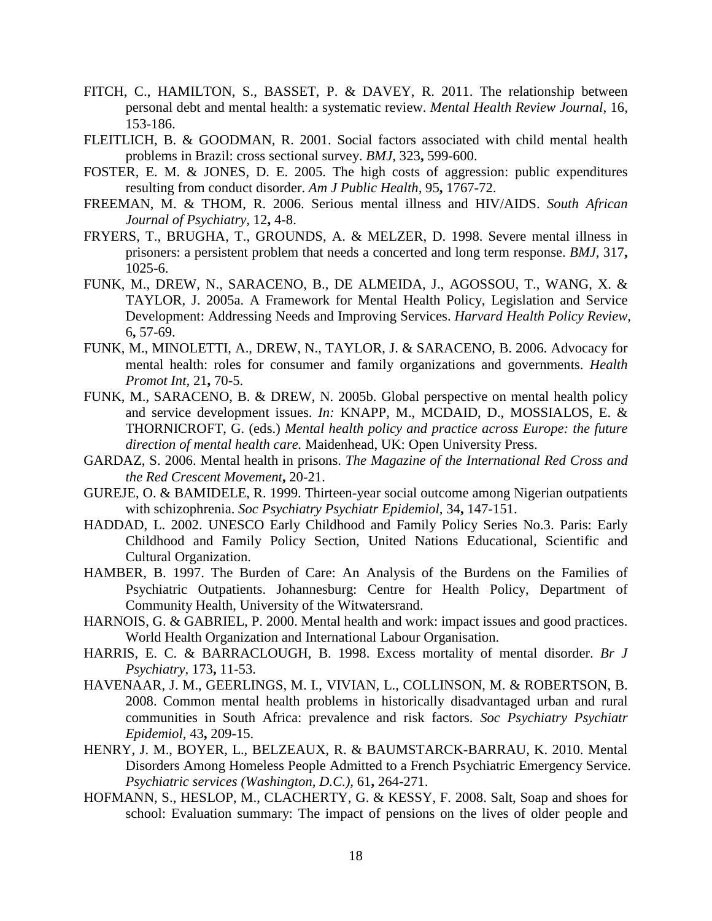FITCH, C., HAMILTON, S., BASSET, P. & DAVEY, R. 2011. The relationship between personal debt and mental health: a systematic review. *Mental Health Review Journal*, 16, 153-186.

FLEITLICH, B. & GOODMAN, R. 2001. Social factors associated with child mental health problems in Brazil: cross sectional survey. *BMJ,* 323**,** 599-600.

FOSTER, E. M. & JONES, D. E. 2005. The high costs of aggression: public expenditures resulting from conduct disorder. *Am J Public Health,* 95**,** 1767-72.

FREEMAN, M. & THOM, R. 2006. Serious mental illness and HIV/AIDS. *South African Journal of Psychiatry,* 12**,** 4-8.

FRYERS, T., BRUGHA, T., GROUNDS, A. & MELZER, D. 1998. Severe mental illness in prisoners: a persistent problem that needs a concerted and long term response. *BMJ,* 317**,** 1025-6.

FUNK, M., DREW, N., SARACENO, B., DE ALMEIDA, J., AGOSSOU, T., WANG, X. & TAYLOR, J. 2005a. A Framework for Mental Health Policy, Legislation and Service Development: Addressing Needs and Improving Services. *Harvard Health Policy Review,* 6**,** 57-69.

FUNK, M., MINOLETTI, A., DREW, N., TAYLOR, J. & SARACENO, B. 2006. Advocacy for mental health: roles for consumer and family organizations and governments. *Health Promot Int,* 21**,** 70-5.

FUNK, M., SARACENO, B. & DREW, N. 2005b. Global perspective on mental health policy and service development issues. *In:* KNAPP, M., MCDAID, D., MOSSIALOS, E. & THORNICROFT, G. (eds.) *Mental health policy and practice across Europe: the future direction of mental health care.* Maidenhead, UK: Open University Press.

GARDAZ, S. 2006. Mental health in prisons. *The Magazine of the International Red Cross and the Red Crescent Movement***,** 20-21.

GUREJE, O. & BAMIDELE, R. 1999. Thirteen-year social outcome among Nigerian outpatients with schizophrenia. *Soc Psychiatry Psychiatr Epidemiol,* 34**,** 147-151.

HADDAD, L. 2002. UNESCO Early Childhood and Family Policy Series No.3. Paris: Early Childhood and Family Policy Section, United Nations Educational, Scientific and Cultural Organization.

HAMBER, B. 1997. The Burden of Care: An Analysis of the Burdens on the Families of Psychiatric Outpatients. Johannesburg: Centre for Health Policy, Department of Community Health, University of the Witwatersrand.

HARNOIS, G. & GABRIEL, P. 2000. Mental health and work: impact issues and good practices. World Health Organization and International Labour Organisation.

HARRIS, E. C. & BARRACLOUGH, B. 1998. Excess mortality of mental disorder. *Br J Psychiatry,* 173**,** 11-53.

HAVENAAR, J. M., GEERLINGS, M. I., VIVIAN, L., COLLINSON, M. & ROBERTSON, B. 2008. Common mental health problems in historically disadvantaged urban and rural communities in South Africa: prevalence and risk factors. *Soc Psychiatry Psychiatr Epidemiol,* 43**,** 209-15.

HENRY, J. M., BOYER, L., BELZEAUX, R. & BAUMSTARCK-BARRAU, K. 2010. Mental Disorders Among Homeless People Admitted to a French Psychiatric Emergency Service. *Psychiatric services (Washington, D.C.),* 61**,** 264-271.

HOFMANN, S., HESLOP, M., CLACHERTY, G. & KESSY, F. 2008. Salt, Soap and shoes for school: Evaluation summary: The impact of pensions on the lives of older people and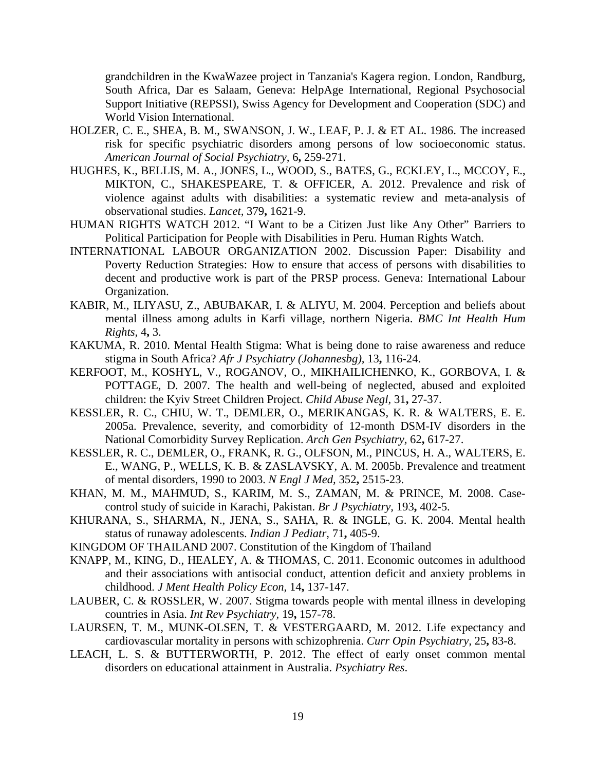grandchildren in the KwaWazee project in Tanzania's Kagera region. London, Randburg, South Africa, Dar es Salaam, Geneva: HelpAge International, Regional Psychosocial Support Initiative (REPSSI), Swiss Agency for Development and Cooperation (SDC) and World Vision International.

HOLZER, C. E., SHEA, B. M., SWANSON, J. W., LEAF, P. J. & ET AL. 1986. The increased risk for specific psychiatric disorders among persons of low socioeconomic status. *American Journal of Social Psychiatry,* 6**,** 259-271.

HUGHES, K., BELLIS, M. A., JONES, L., WOOD, S., BATES, G., ECKLEY, L., MCCOY, E., MIKTON, C., SHAKESPEARE, T. & OFFICER, A. 2012. Prevalence and risk of violence against adults with disabilities: a systematic review and meta-analysis of observational studies. *Lancet,* 379**,** 1621-9.

HUMAN RIGHTS WATCH 2012. "I Want to be a Citizen Just like Any Other" Barriers to Political Participation for People with Disabilities in Peru. Human Rights Watch.

INTERNATIONAL LABOUR ORGANIZATION 2002. Discussion Paper: Disability and Poverty Reduction Strategies: How to ensure that access of persons with disabilities to decent and productive work is part of the PRSP process. Geneva: International Labour Organization.

KABIR, M., ILIYASU, Z., ABUBAKAR, I. & ALIYU, M. 2004. Perception and beliefs about mental illness among adults in Karfi village, northern Nigeria. *BMC Int Health Hum Rights,* 4**,** 3.

KAKUMA, R. 2010. Mental Health Stigma: What is being done to raise awareness and reduce stigma in South Africa? *Afr J Psychiatry (Johannesbg),* 13**,** 116-24.

KERFOOT, M., KOSHYL, V., ROGANOV, O., MIKHAILICHENKO, K., GORBOVA, I. & POTTAGE, D. 2007. The health and well-being of neglected, abused and exploited children: the Kyiv Street Children Project. *Child Abuse Negl,* 31**,** 27-37.

KESSLER, R. C., CHIU, W. T., DEMLER, O., MERIKANGAS, K. R. & WALTERS, E. E. 2005a. Prevalence, severity, and comorbidity of 12-month DSM-IV disorders in the National Comorbidity Survey Replication. *Arch Gen Psychiatry,* 62**,** 617-27.

KESSLER, R. C., DEMLER, O., FRANK, R. G., OLFSON, M., PINCUS, H. A., WALTERS, E. E., WANG, P., WELLS, K. B. & ZASLAVSKY, A. M. 2005b. Prevalence and treatment of mental disorders, 1990 to 2003. *N Engl J Med,* 352**,** 2515-23.

KHAN, M. M., MAHMUD, S., KARIM, M. S., ZAMAN, M. & PRINCE, M. 2008. Case-control study of suicide in Karachi, Pakistan. *Br J Psychiatry,* 193**,** 402-5.

KHURANA, S., SHARMA, N., JENA, S., SAHA, R. & INGLE, G. K. 2004. Mental health status of runaway adolescents. *Indian J Pediatr,* 71**,** 405-9.

KINGDOM OF THAILAND 2007. Constitution of the Kingdom of Thailand

KNAPP, M., KING, D., HEALEY, A. & THOMAS, C. 2011. Economic outcomes in adulthood and their associations with antisocial conduct, attention deficit and anxiety problems in childhood. *J Ment Health Policy Econ,* 14**,** 137-147.

LAUBER, C. & ROSSLER, W. 2007. Stigma towards people with mental illness in developing countries in Asia. *Int Rev Psychiatry,* 19**,** 157-78.

LAURSEN, T. M., MUNK-OLSEN, T. & VESTERGAARD, M. 2012. Life expectancy and cardiovascular mortality in persons with schizophrenia. *Curr Opin Psychiatry,* 25**,** 83-8.

LEACH, L. S. & BUTTERWORTH, P. 2012. The effect of early onset common mental disorders on educational attainment in Australia. *Psychiatry Res*.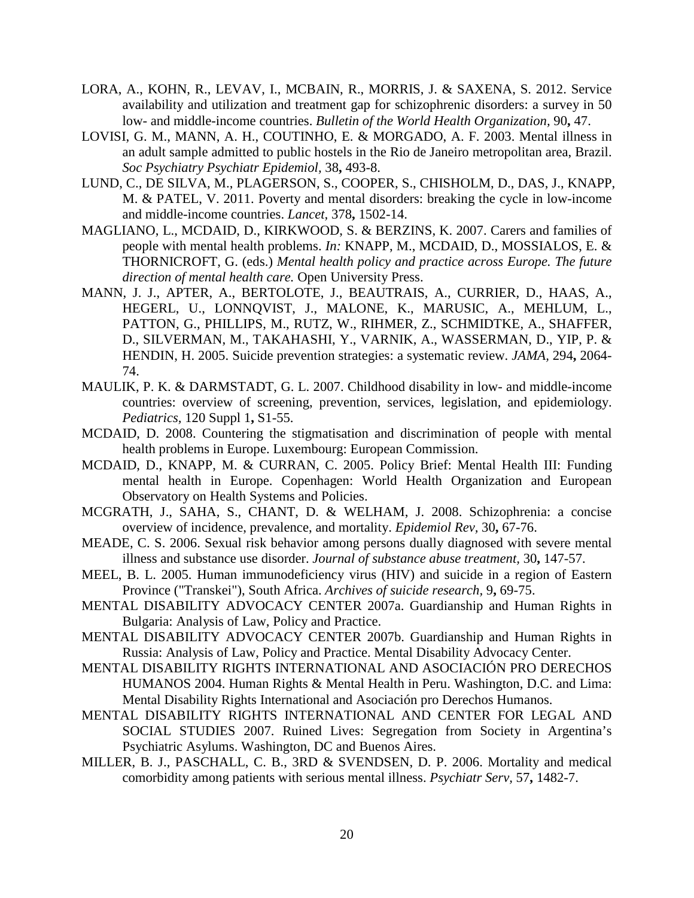LORA, A., KOHN, R., LEVAV, I., MCBAIN, R., MORRIS, J. & SAXENA, S. 2012. Service availability and utilization and treatment gap for schizophrenic disorders: a survey in 50 low- and middle-income countries. *Bulletin of the World Health Organization,* 90**,** 47.

LOVISI, G. M., MANN, A. H., COUTINHO, E. & MORGADO, A. F. 2003. Mental illness in an adult sample admitted to public hostels in the Rio de Janeiro metropolitan area, Brazil. *Soc Psychiatry Psychiatr Epidemiol,* 38**,** 493-8.

LUND, C., DE SILVA, M., PLAGERSON, S., COOPER, S., CHISHOLM, D., DAS, J., KNAPP, M. & PATEL, V. 2011. Poverty and mental disorders: breaking the cycle in low-income and middle-income countries. *Lancet,* 378**,** 1502-14.

MAGLIANO, L., MCDAID, D., KIRKWOOD, S. & BERZINS, K. 2007. Carers and families of people with mental health problems. *In:* KNAPP, M., MCDAID, D., MOSSIALOS, E. & THORNICROFT, G. (eds.) *Mental health policy and practice across Europe. The future direction of mental health care.* Open University Press.

MANN, J. J., APTER, A., BERTOLOTE, J., BEAUTRAIS, A., CURRIER, D., HAAS, A., HEGERL, U., LONNQVIST, J., MALONE, K., MARUSIC, A., MEHLUM, L., PATTON, G., PHILLIPS, M., RUTZ, W., RIHMER, Z., SCHMIDTKE, A., SHAFFER, D., SILVERMAN, M., TAKAHASHI, Y., VARNIK, A., WASSERMAN, D., YIP, P. & HENDIN, H. 2005. Suicide prevention strategies: a systematic review. *JAMA,* 294**,** 2064-74.

MAULIK, P. K. & DARMSTADT, G. L. 2007. Childhood disability in low- and middle-income countries: overview of screening, prevention, services, legislation, and epidemiology. *Pediatrics,* 120 Suppl 1**,** S1-55.

MCDAID, D. 2008. Countering the stigmatisation and discrimination of people with mental health problems in Europe. Luxembourg: European Commission.

MCDAID, D., KNAPP, M. & CURRAN, C. 2005. Policy Brief: Mental Health III: Funding mental health in Europe. Copenhagen: World Health Organization and European Observatory on Health Systems and Policies.

MCGRATH, J., SAHA, S., CHANT, D. & WELHAM, J. 2008. Schizophrenia: a concise overview of incidence, prevalence, and mortality. *Epidemiol Rev,* 30**,** 67-76.

MEADE, C. S. 2006. Sexual risk behavior among persons dually diagnosed with severe mental illness and substance use disorder. *Journal of substance abuse treatment,* 30**,** 147-57.

MEEL, B. L. 2005. Human immunodeficiency virus (HIV) and suicide in a region of Eastern Province ("Transkei"), South Africa. *Archives of suicide research,* 9**,** 69-75.

MENTAL DISABILITY ADVOCACY CENTER 2007a. Guardianship and Human Rights in Bulgaria: Analysis of Law, Policy and Practice.

MENTAL DISABILITY ADVOCACY CENTER 2007b. Guardianship and Human Rights in Russia: Analysis of Law, Policy and Practice. Mental Disability Advocacy Center.

MENTAL DISABILITY RIGHTS INTERNATIONAL AND ASOCIACIÓN PRO DERECHOS HUMANOS 2004. Human Rights & Mental Health in Peru. Washington, D.C. and Lima: Mental Disability Rights International and Asociación pro Derechos Humanos.

MENTAL DISABILITY RIGHTS INTERNATIONAL AND CENTER FOR LEGAL AND SOCIAL STUDIES 2007. Ruined Lives: Segregation from Society in Argentina's Psychiatric Asylums. Washington, DC and Buenos Aires.

MILLER, B. J., PASCHALL, C. B., 3RD & SVENDSEN, D. P. 2006. Mortality and medical comorbidity among patients with serious mental illness. *Psychiatr Serv,* 57**,** 1482-7.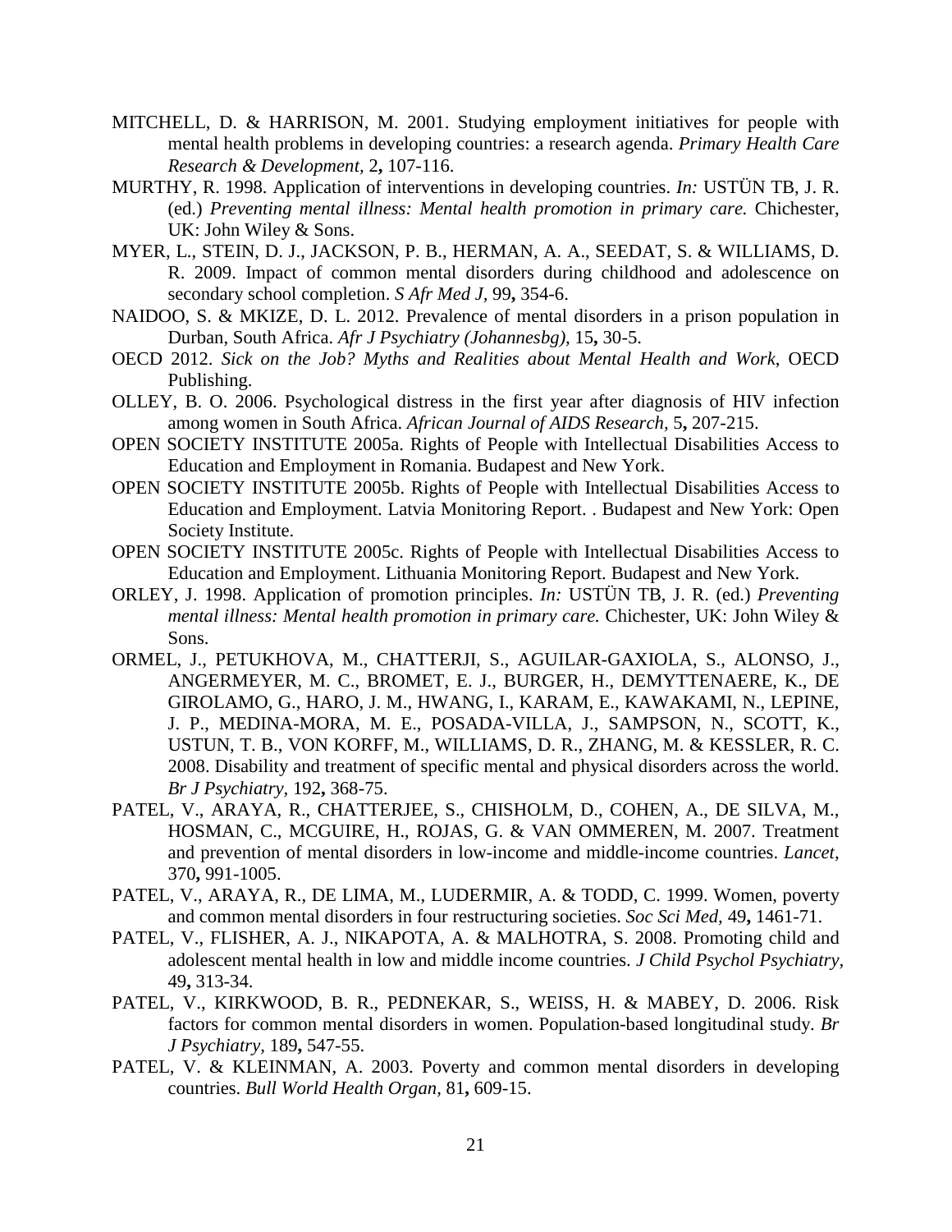MITCHELL, D. & HARRISON, M. 2001. Studying employment initiatives for people with mental health problems in developing countries: a research agenda. *Primary Health Care Research & Development,* 2**,** 107-116.

MURTHY, R. 1998. Application of interventions in developing countries. *In:* USTÜN TB, J. R. (ed.) *Preventing mental illness: Mental health promotion in primary care.* Chichester, UK: John Wiley & Sons.

MYER, L., STEIN, D. J., JACKSON, P. B., HERMAN, A. A., SEEDAT, S. & WILLIAMS, D. R. 2009. Impact of common mental disorders during childhood and adolescence on secondary school completion. *S Afr Med J,* 99**,** 354-6.

NAIDOO, S. & MKIZE, D. L. 2012. Prevalence of mental disorders in a prison population in Durban, South Africa. *Afr J Psychiatry (Johannesbg),* 15**,** 30-5.

OECD 2012. *Sick on the Job? Myths and Realities about Mental Health and Work*, OECD Publishing.

OLLEY, B. O. 2006. Psychological distress in the first year after diagnosis of HIV infection among women in South Africa. *African Journal of AIDS Research,* 5**,** 207-215.

OPEN SOCIETY INSTITUTE 2005a. Rights of People with Intellectual Disabilities Access to Education and Employment in Romania. Budapest and New York.

OPEN SOCIETY INSTITUTE 2005b. Rights of People with Intellectual Disabilities Access to Education and Employment. Latvia Monitoring Report. . Budapest and New York: Open Society Institute.

OPEN SOCIETY INSTITUTE 2005c. Rights of People with Intellectual Disabilities Access to Education and Employment. Lithuania Monitoring Report. Budapest and New York.

ORLEY, J. 1998. Application of promotion principles. *In:* USTÜN TB, J. R. (ed.) *Preventing mental illness: Mental health promotion in primary care.* Chichester, UK: John Wiley & Sons.

ORMEL, J., PETUKHOVA, M., CHATTERJI, S., AGUILAR-GAXIOLA, S., ALONSO, J., ANGERMEYER, M. C., BROMET, E. J., BURGER, H., DEMYTTENAERE, K., DE GIROLAMO, G., HARO, J. M., HWANG, I., KARAM, E., KAWAKAMI, N., LEPINE, J. P., MEDINA-MORA, M. E., POSADA-VILLA, J., SAMPSON, N., SCOTT, K., USTUN, T. B., VON KORFF, M., WILLIAMS, D. R., ZHANG, M. & KESSLER, R. C. 2008. Disability and treatment of specific mental and physical disorders across the world. *Br J Psychiatry,* 192**,** 368-75.

PATEL, V., ARAYA, R., CHATTERJEE, S., CHISHOLM, D., COHEN, A., DE SILVA, M., HOSMAN, C., MCGUIRE, H., ROJAS, G. & VAN OMMEREN, M. 2007. Treatment and prevention of mental disorders in low-income and middle-income countries. *Lancet,* 370**,** 991-1005.

PATEL, V., ARAYA, R., DE LIMA, M., LUDERMIR, A. & TODD, C. 1999. Women, poverty and common mental disorders in four restructuring societies. *Soc Sci Med,* 49**,** 1461-71.

PATEL, V., FLISHER, A. J., NIKAPOTA, A. & MALHOTRA, S. 2008. Promoting child and adolescent mental health in low and middle income countries. *J Child Psychol Psychiatry,* 49**,** 313-34.

PATEL, V., KIRKWOOD, B. R., PEDNEKAR, S., WEISS, H. & MABEY, D. 2006. Risk factors for common mental disorders in women. Population-based longitudinal study. *Br J Psychiatry,* 189**,** 547-55.

PATEL, V. & KLEINMAN, A. 2003. Poverty and common mental disorders in developing countries. *Bull World Health Organ,* 81**,** 609-15.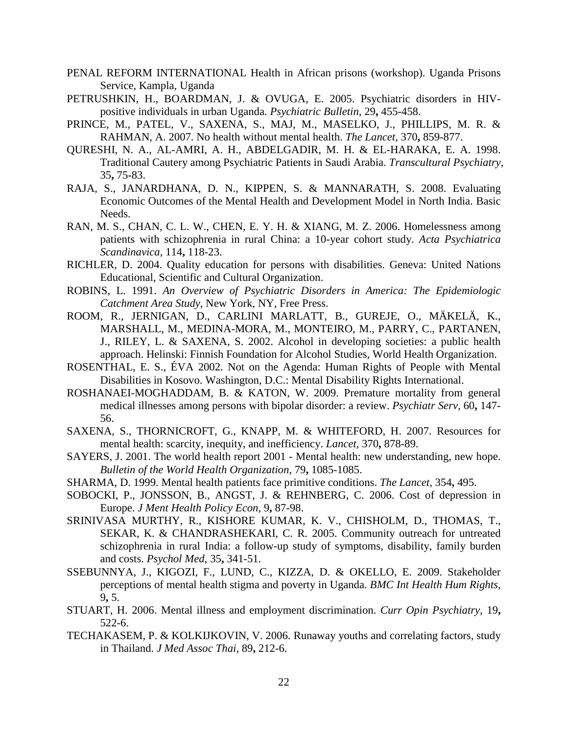PENAL REFORM INTERNATIONAL Health in African prisons (workshop). Uganda Prisons Service, Kampla, Uganda

PETRUSHKIN, H., BOARDMAN, J. & OVUGA, E. 2005. Psychiatric disorders in HIV-positive individuals in urban Uganda. *Psychiatric Bulletin,* 29**,** 455-458.

PRINCE, M., PATEL, V., SAXENA, S., MAJ, M., MASELKO, J., PHILLIPS, M. R. & RAHMAN, A. 2007. No health without mental health. *The Lancet,* 370**,** 859-877.

QURESHI, N. A., AL-AMRI, A. H., ABDELGADIR, M. H. & EL-HARAKA, E. A. 1998. Traditional Cautery among Psychiatric Patients in Saudi Arabia. *Transcultural Psychiatry,* 35**,** 75-83.

RAJA, S., JANARDHANA, D. N., KIPPEN, S. & MANNARATH, S. 2008. Evaluating Economic Outcomes of the Mental Health and Development Model in North India. Basic Needs.

RAN, M. S., CHAN, C. L. W., CHEN, E. Y. H. & XIANG, M. Z. 2006. Homelessness among patients with schizophrenia in rural China: a 10-year cohort study. *Acta Psychiatrica Scandinavica,* 114**,** 118-23.

RICHLER, D. 2004. Quality education for persons with disabilities. Geneva: United Nations Educational, Scientific and Cultural Organization.

ROBINS, L. 1991. *An Overview of Psychiatric Disorders in America: The Epidemiologic Catchment Area Study,* New York, NY, Free Press.

ROOM, R., JERNIGAN, D., CARLINI MARLATT, B., GUREJE, O., MÄKELÄ, K., MARSHALL, M., MEDINA-MORA, M., MONTEIRO, M., PARRY, C., PARTANEN, J., RILEY, L. & SAXENA, S. 2002. Alcohol in developing societies: a public health approach. Helinski: Finnish Foundation for Alcohol Studies, World Health Organization.

ROSENTHAL, E. S., ÉVA 2002. Not on the Agenda: Human Rights of People with Mental Disabilities in Kosovo. Washington, D.C.: Mental Disability Rights International.

ROSHANAEI-MOGHADDAM, B. & KATON, W. 2009. Premature mortality from general medical illnesses among persons with bipolar disorder: a review. *Psychiatr Serv,* 60**,** 147-56.

SAXENA, S., THORNICROFT, G., KNAPP, M. & WHITEFORD, H. 2007. Resources for mental health: scarcity, inequity, and inefficiency. *Lancet,* 370**,** 878-89.

SAYERS, J. 2001. The world health report 2001 - Mental health: new understanding, new hope. *Bulletin of the World Health Organization,* 79**,** 1085-1085.

SHARMA, D. 1999. Mental health patients face primitive conditions. *The Lancet,* 354**,** 495.

SOBOCKI, P., JONSSON, B., ANGST, J. & REHNBERG, C. 2006. Cost of depression in Europe. *J Ment Health Policy Econ,* 9**,** 87-98.

SRINIVASA MURTHY, R., KISHORE KUMAR, K. V., CHISHOLM, D., THOMAS, T., SEKAR, K. & CHANDRASHEKARI, C. R. 2005. Community outreach for untreated schizophrenia in rural India: a follow-up study of symptoms, disability, family burden and costs. *Psychol Med,* 35**,** 341-51.

SSEBUNNYA, J., KIGOZI, F., LUND, C., KIZZA, D. & OKELLO, E. 2009. Stakeholder perceptions of mental health stigma and poverty in Uganda. *BMC Int Health Hum Rights,* 9**,** 5.

STUART, H. 2006. Mental illness and employment discrimination. *Curr Opin Psychiatry,* 19**,** 522-6.

TECHAKASEM, P. & KOLKIJKOVIN, V. 2006. Runaway youths and correlating factors, study in Thailand. *J Med Assoc Thai,* 89**,** 212-6.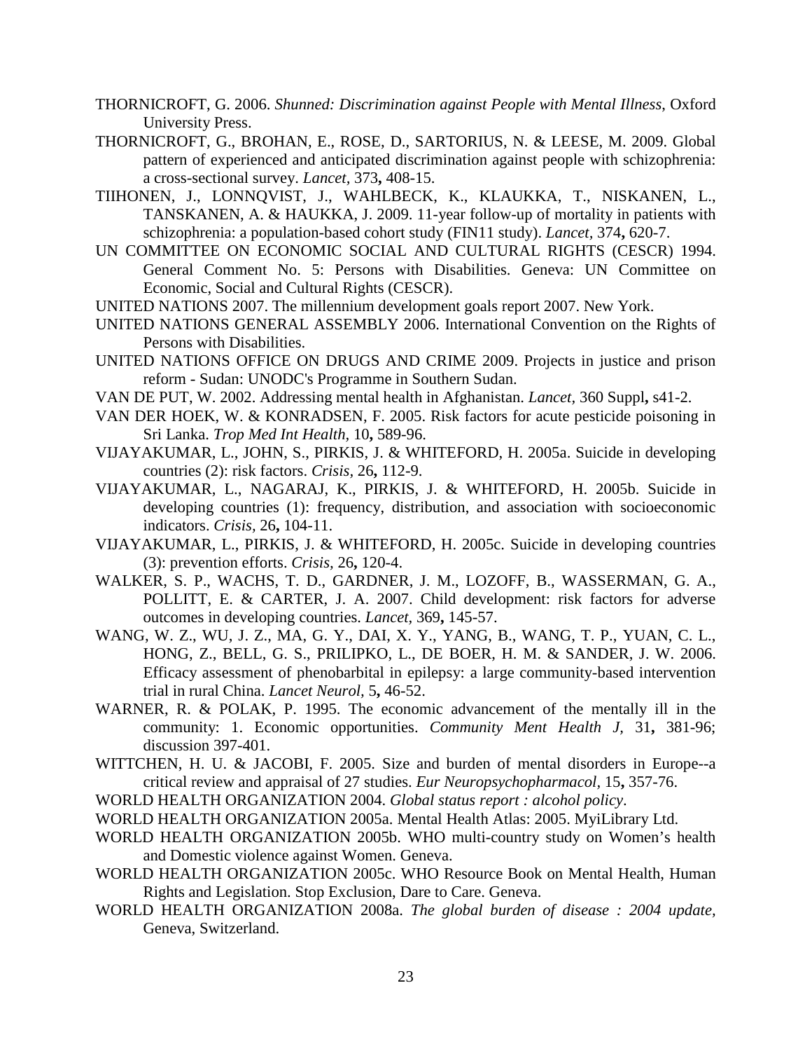THORNICROFT, G. 2006. *Shunned: Discrimination against People with Mental Illness*, Oxford University Press.

THORNICROFT, G., BROHAN, E., ROSE, D., SARTORIUS, N. & LEESE, M. 2009. Global pattern of experienced and anticipated discrimination against people with schizophrenia: a cross-sectional survey. *Lancet,* 373**,** 408-15.

TIIHONEN, J., LONNQVIST, J., WAHLBECK, K., KLAUKKA, T., NISKANEN, L., TANSKANEN, A. & HAUKKA, J. 2009. 11-year follow-up of mortality in patients with schizophrenia: a population-based cohort study (FIN11 study). *Lancet,* 374**,** 620-7.

UN COMMITTEE ON ECONOMIC SOCIAL AND CULTURAL RIGHTS (CESCR) 1994. General Comment No. 5: Persons with Disabilities. Geneva: UN Committee on Economic, Social and Cultural Rights (CESCR).

UNITED NATIONS 2007. The millennium development goals report 2007. New York.

UNITED NATIONS GENERAL ASSEMBLY 2006. International Convention on the Rights of Persons with Disabilities.

UNITED NATIONS OFFICE ON DRUGS AND CRIME 2009. Projects in justice and prison reform - Sudan: UNODC's Programme in Southern Sudan.

VAN DE PUT, W. 2002. Addressing mental health in Afghanistan. *Lancet,* 360 Suppl**,** s41-2.

VAN DER HOEK, W. & KONRADSEN, F. 2005. Risk factors for acute pesticide poisoning in Sri Lanka. *Trop Med Int Health,* 10**,** 589-96.

VIJAYAKUMAR, L., JOHN, S., PIRKIS, J. & WHITEFORD, H. 2005a. Suicide in developing countries (2): risk factors. *Crisis,* 26**,** 112-9.

VIJAYAKUMAR, L., NAGARAJ, K., PIRKIS, J. & WHITEFORD, H. 2005b. Suicide in developing countries (1): frequency, distribution, and association with socioeconomic indicators. *Crisis,* 26**,** 104-11.

VIJAYAKUMAR, L., PIRKIS, J. & WHITEFORD, H. 2005c. Suicide in developing countries (3): prevention efforts. *Crisis,* 26**,** 120-4.

WALKER, S. P., WACHS, T. D., GARDNER, J. M., LOZOFF, B., WASSERMAN, G. A., POLLITT, E. & CARTER, J. A. 2007. Child development: risk factors for adverse outcomes in developing countries. *Lancet,* 369**,** 145-57.

WANG, W. Z., WU, J. Z., MA, G. Y., DAI, X. Y., YANG, B., WANG, T. P., YUAN, C. L., HONG, Z., BELL, G. S., PRILIPKO, L., DE BOER, H. M. & SANDER, J. W. 2006. Efficacy assessment of phenobarbital in epilepsy: a large community-based intervention trial in rural China. *Lancet Neurol,* 5**,** 46-52.

WARNER, R. & POLAK, P. 1995. The economic advancement of the mentally ill in the community: 1. Economic opportunities. *Community Ment Health J,* 31**,** 381-96; discussion 397-401.

WITTCHEN, H. U. & JACOBI, F. 2005. Size and burden of mental disorders in Europe--a critical review and appraisal of 27 studies. *Eur Neuropsychopharmacol,* 15**,** 357-76.

WORLD HEALTH ORGANIZATION 2004. *Global status report : alcohol policy*.

WORLD HEALTH ORGANIZATION 2005a. Mental Health Atlas: 2005. MyiLibrary Ltd.

WORLD HEALTH ORGANIZATION 2005b. WHO multi-country study on Women's health and Domestic violence against Women. Geneva.

WORLD HEALTH ORGANIZATION 2005c. WHO Resource Book on Mental Health, Human Rights and Legislation. Stop Exclusion, Dare to Care. Geneva.

WORLD HEALTH ORGANIZATION 2008a. *The global burden of disease : 2004 update,* Geneva, Switzerland.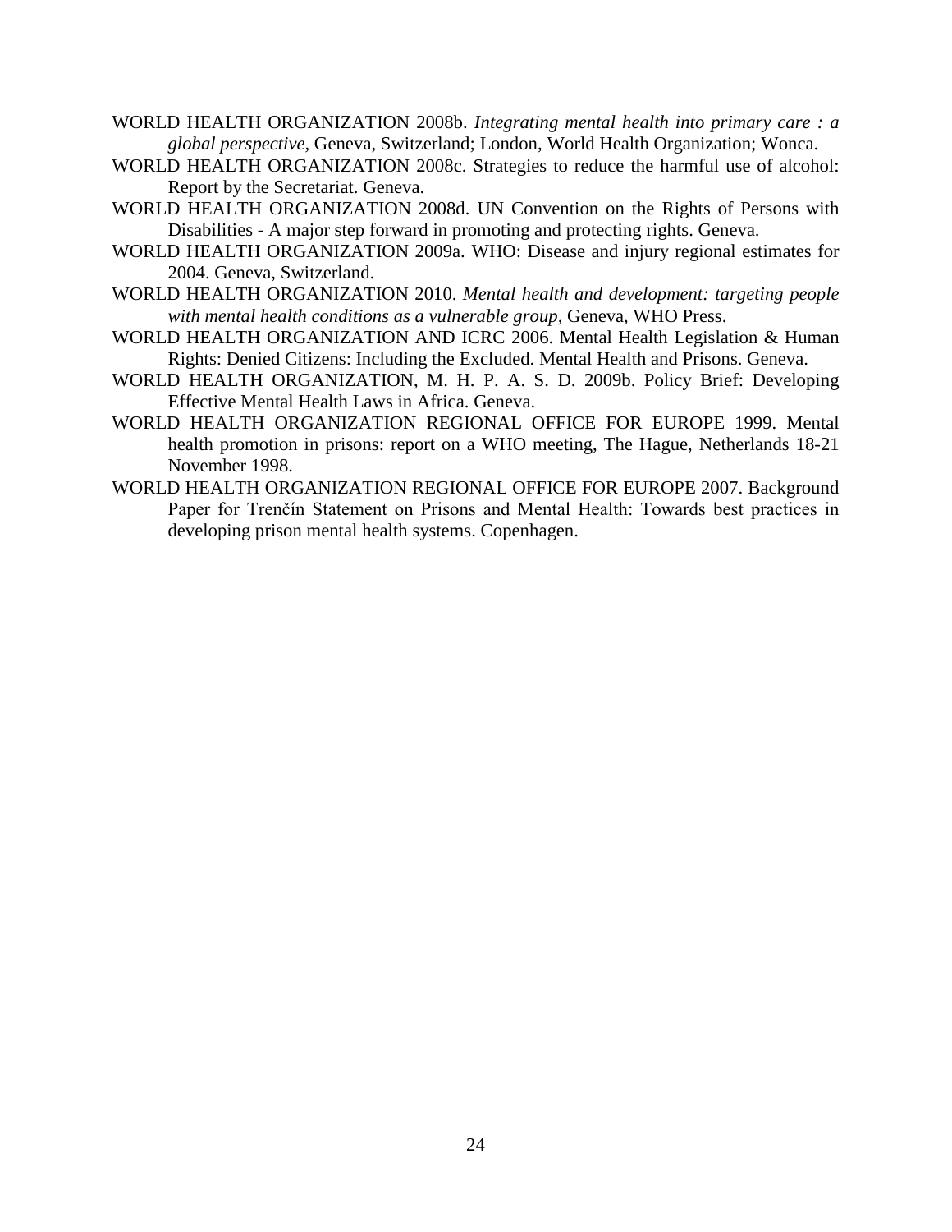WORLD HEALTH ORGANIZATION 2008b. *Integrating mental health into primary care : a global perspective*, Geneva, Switzerland; London, World Health Organization; Wonca.

WORLD HEALTH ORGANIZATION 2008c. Strategies to reduce the harmful use of alcohol: Report by the Secretariat. Geneva.

WORLD HEALTH ORGANIZATION 2008d. UN Convention on the Rights of Persons with Disabilities - A major step forward in promoting and protecting rights. Geneva.

WORLD HEALTH ORGANIZATION 2009a. WHO: Disease and injury regional estimates for 2004. Geneva, Switzerland.

WORLD HEALTH ORGANIZATION 2010. *Mental health and development: targeting people with mental health conditions as a vulnerable group*, Geneva, WHO Press.

WORLD HEALTH ORGANIZATION AND ICRC 2006. Mental Health Legislation & Human Rights: Denied Citizens: Including the Excluded. Mental Health and Prisons. Geneva.

WORLD HEALTH ORGANIZATION, M. H. P. A. S. D. 2009b. Policy Brief: Developing Effective Mental Health Laws in Africa. Geneva.

WORLD HEALTH ORGANIZATION REGIONAL OFFICE FOR EUROPE 1999. Mental health promotion in prisons: report on a WHO meeting, The Hague, Netherlands 18-21 November 1998.

WORLD HEALTH ORGANIZATION REGIONAL OFFICE FOR EUROPE 2007. Background Paper for Trenčín Statement on Prisons and Mental Health: Towards best practices in developing prison mental health systems. Copenhagen.